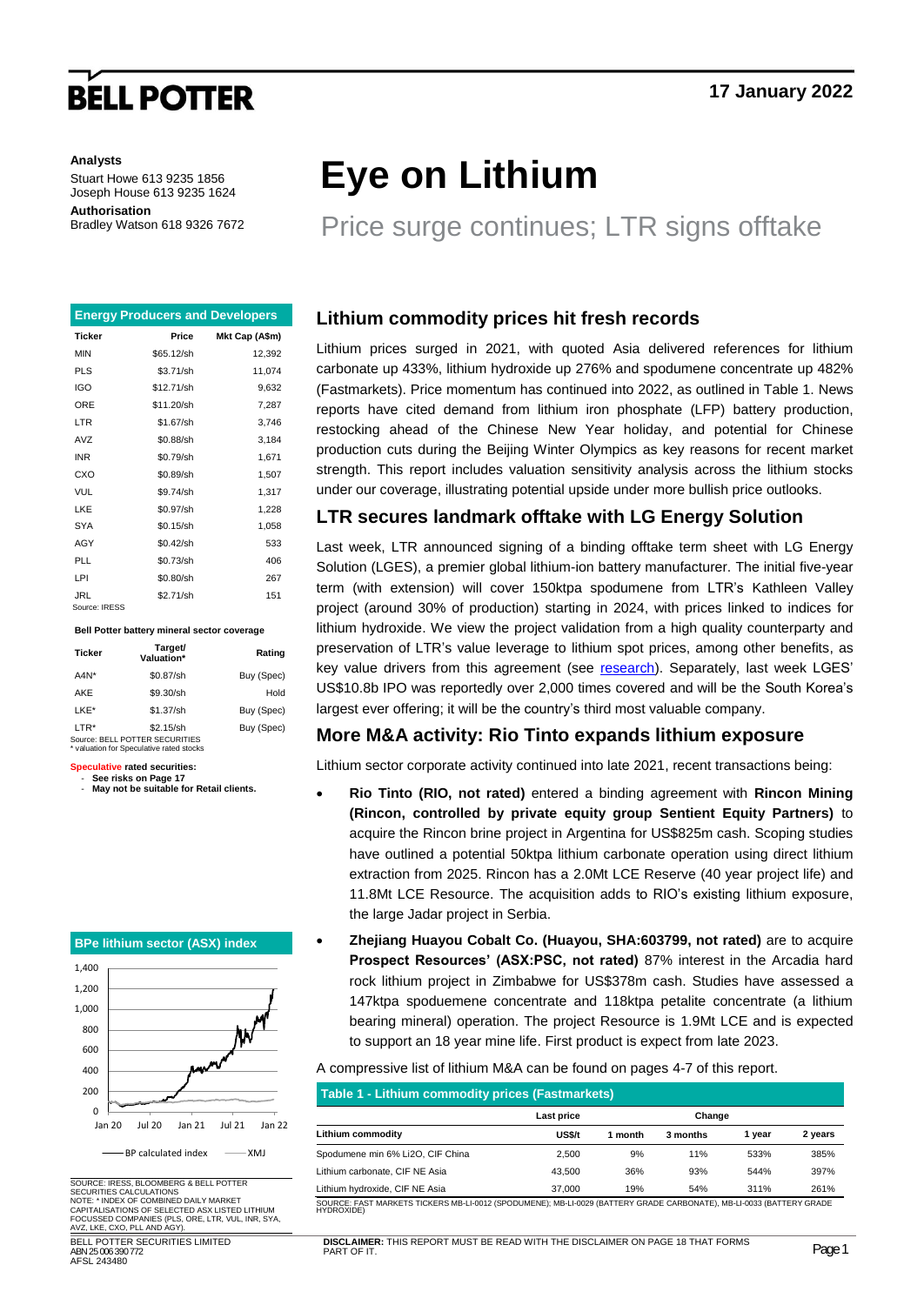**BELL POTTER**

17 January 2022

**Analysts**
Stuart Howe 613 9235 1856
Joseph House 613 9235 1624

**Authorisation**
Bradley Watson 618 9326 7672

# Eye on Lithium

## Price surge continues; LTR signs offtake

**Energy Producers and Developers**

| Ticker | Price | Mkt Cap (A$m) |
|---|---|---|
| MIN | $65.12/sh | 12,392 |
| PLS | $3.71/sh | 11,074 |
| IGO | $12.71/sh | 9,632 |
| ORE | $11.20/sh | 7,287 |
| LTR | $1.67/sh | 3,746 |
| AVZ | $0.88/sh | 3,184 |
| INR | $0.79/sh | 1,671 |
| CXO | $0.89/sh | 1,507 |
| VUL | $9.74/sh | 1,317 |
| LKE | $0.97/sh | 1,228 |
| SYA | $0.15/sh | 1,058 |
| AGY | $0.42/sh | 533 |
| PLL | $0.73/sh | 406 |
| LPI | $0.80/sh | 267 |
| JRL | $2.71/sh | 151 |

Source: IRESS

**Bell Potter battery mineral sector coverage**

| Ticker | Target/ Valuation* | Rating |
|---|---|---|
| A4N* | $0.87/sh | Buy (Spec) |
| AKE | $9.30/sh | Hold |
| LKE* | $1.37/sh | Buy (Spec) |
| LTR* | $2.15/sh | Buy (Spec) |

Source: BELL POTTER SECURITIES
* valuation for Speculative rated stocks

**Speculative rated securities:**
- See risks on Page 17
- May not be suitable for Retail clients.

**BPe lithium sector (ASX) index**

(Chart: BP calculated index vs XMJ, Jan 20 – Jan 22, scale 0–1,400)

SOURCE: IRESS, BLOOMBERG & BELL POTTER SECURITIES CALCULATIONS
NOTE: * INDEX OF COMBINED DAILY MARKET CAPITALISATIONS OF SELECTED ASX LISTED LITHIUM FOCUSSED COMPANIES (PLS, ORE, LTR, VUL, INR, SYA, AVZ, LKE, CXO, PLL AND AGY).

### Lithium commodity prices hit fresh records

Lithium prices surged in 2021, with quoted Asia delivered references for lithium carbonate up 433%, lithium hydroxide up 276% and spodumene concentrate up 482% (Fastmarkets). Price momentum has continued into 2022, as outlined in Table 1. News reports have cited demand from lithium iron phosphate (LFP) battery production, restocking ahead of the Chinese New Year holiday, and potential for Chinese production cuts during the Beijing Winter Olympics as key reasons for recent market strength. This report includes valuation sensitivity analysis across the lithium stocks under our coverage, illustrating potential upside under more bullish price outlooks.

### LTR secures landmark offtake with LG Energy Solution

Last week, LTR announced signing of a binding offtake term sheet with LG Energy Solution (LGES), a premier global lithium-ion battery manufacturer. The initial five-year term (with extension) will cover 150ktpa spodumene from LTR's Kathleen Valley project (around 30% of production) starting in 2024, with prices linked to indices for lithium hydroxide. We view the project validation from a high quality counterparty and preservation of LTR's value leverage to lithium spot prices, among other benefits, as key value drivers from this agreement (see research). Separately, last week LGES' US$10.8b IPO was reportedly over 2,000 times covered and will be the South Korea's largest ever offering; it will be the country's third most valuable company.

### More M&A activity: Rio Tinto expands lithium exposure

Lithium sector corporate activity continued into late 2021, recent transactions being:

- **Rio Tinto (RIO, not rated)** entered a binding agreement with **Rincon Mining (Rincon, controlled by private equity group Sentient Equity Partners)** to acquire the Rincon brine project in Argentina for US$825m cash. Scoping studies have outlined a potential 50ktpa lithium carbonate operation using direct lithium extraction from 2025. Rincon has a 2.0Mt LCE Reserve (40 year project life) and 11.8Mt LCE Resource. The acquisition adds to RIO's existing lithium exposure, the large Jadar project in Serbia.
- **Zhejiang Huayou Cobalt Co. (Huayou, SHA:603799, not rated)** are to acquire **Prospect Resources' (ASX:PSC, not rated)** 87% interest in the Arcadia hard rock lithium project in Zimbabwe for US$378m cash. Studies have assessed a 147ktpa spoduemene concentrate and 118ktpa petalite concentrate (a lithium bearing mineral) operation. The project Resource is 1.9Mt LCE and is expected to support an 18 year mine life. First product is expect from late 2023.

A compressive list of lithium M&A can be found on pages 4-7 of this report.

**Table 1 - Lithium commodity prices (Fastmarkets)**

| | Last price | Change | | | |
|---|---|---|---|---|---|
| **Lithium commodity** | **US$/t** | **1 month** | **3 months** | **1 year** | **2 years** |
| Spodumene min 6% Li2O, CIF China | 2,500 | 9% | 11% | 533% | 385% |
| Lithium carbonate, CIF NE Asia | 43,500 | 36% | 93% | 544% | 397% |
| Lithium hydroxide, CIF NE Asia | 37,000 | 19% | 54% | 311% | 261% |

SOURCE: FAST MARKETS TICKERS MB-LI-0012 (SPODUMENE); MB-LI-0029 (BATTERY GRADE CARBONATE), MB-LI-0033 (BATTERY GRADE HYDROXIDE)

BELL POTTER SECURITIES LIMITED
ABN 25 006 390 772
AFSL 243480

**DISCLAIMER:** THIS REPORT MUST BE READ WITH THE DISCLAIMER ON PAGE 18 THAT FORMS PART OF IT.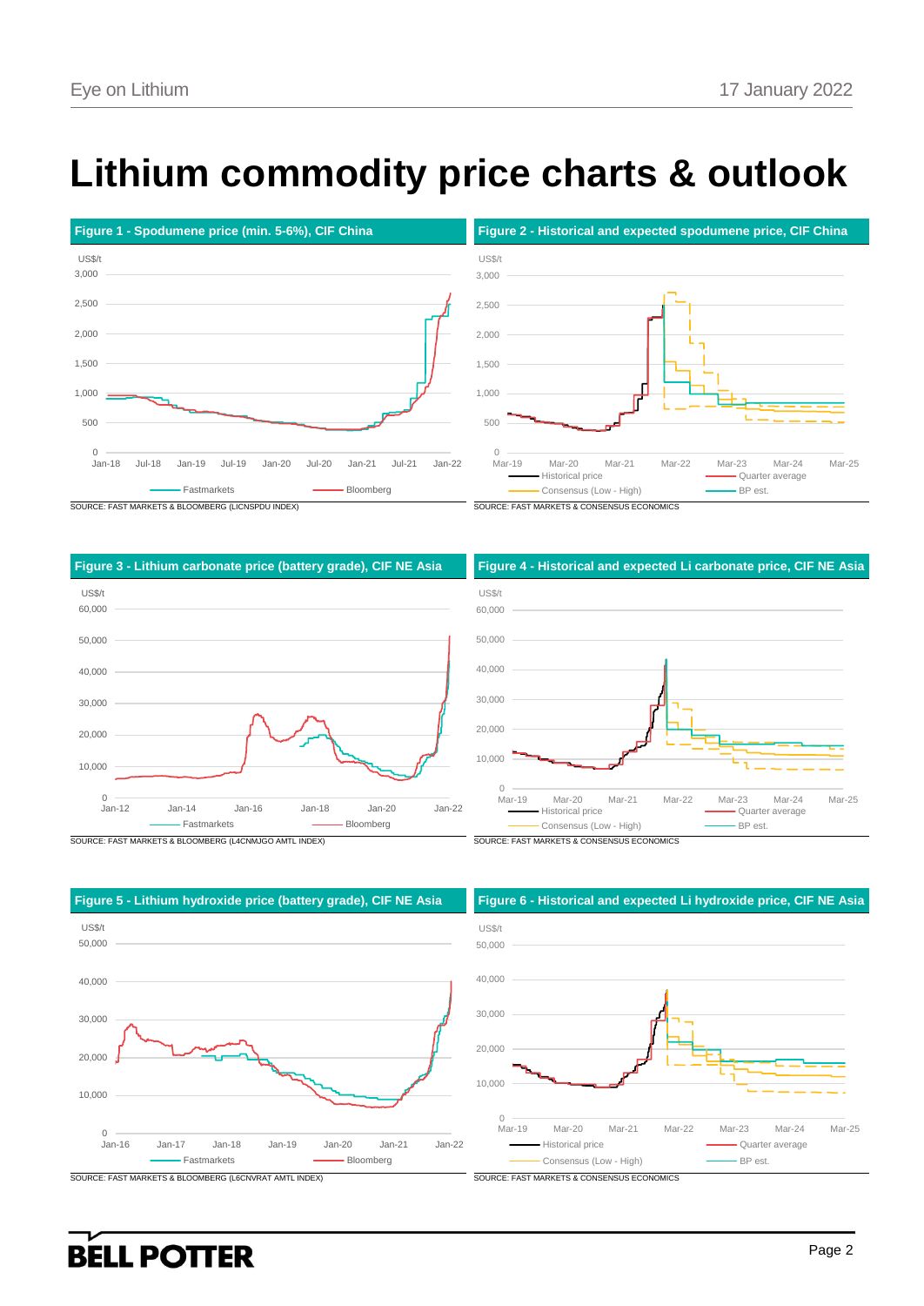# Lithium commodity price charts & outlook

**Figure 1 - Spodumene price (min. 5-6%), CIF China**

US$/t

SOURCE: FAST MARKETS & BLOOMBERG (LICNSPDU INDEX)

**Figure 2 - Historical and expected spodumene price, CIF China**

US$/t

SOURCE: FAST MARKETS & CONSENSUS ECONOMICS

**Figure 3 - Lithium carbonate price (battery grade), CIF NE Asia**

US$/t

SOURCE: FAST MARKETS & BLOOMBERG (L4CNMJGO AMTL INDEX)

**Figure 4 - Historical and expected Li carbonate price, CIF NE Asia**

US$/t

SOURCE: FAST MARKETS & CONSENSUS ECONOMICS

**Figure 5 - Lithium hydroxide price (battery grade), CIF NE Asia**

US$/t

SOURCE: FAST MARKETS & BLOOMBERG (L6CNVRAT AMTL INDEX)

**Figure 6 - Historical and expected Li hydroxide price, CIF NE Asia**

US$/t

SOURCE: FAST MARKETS & CONSENSUS ECONOMICS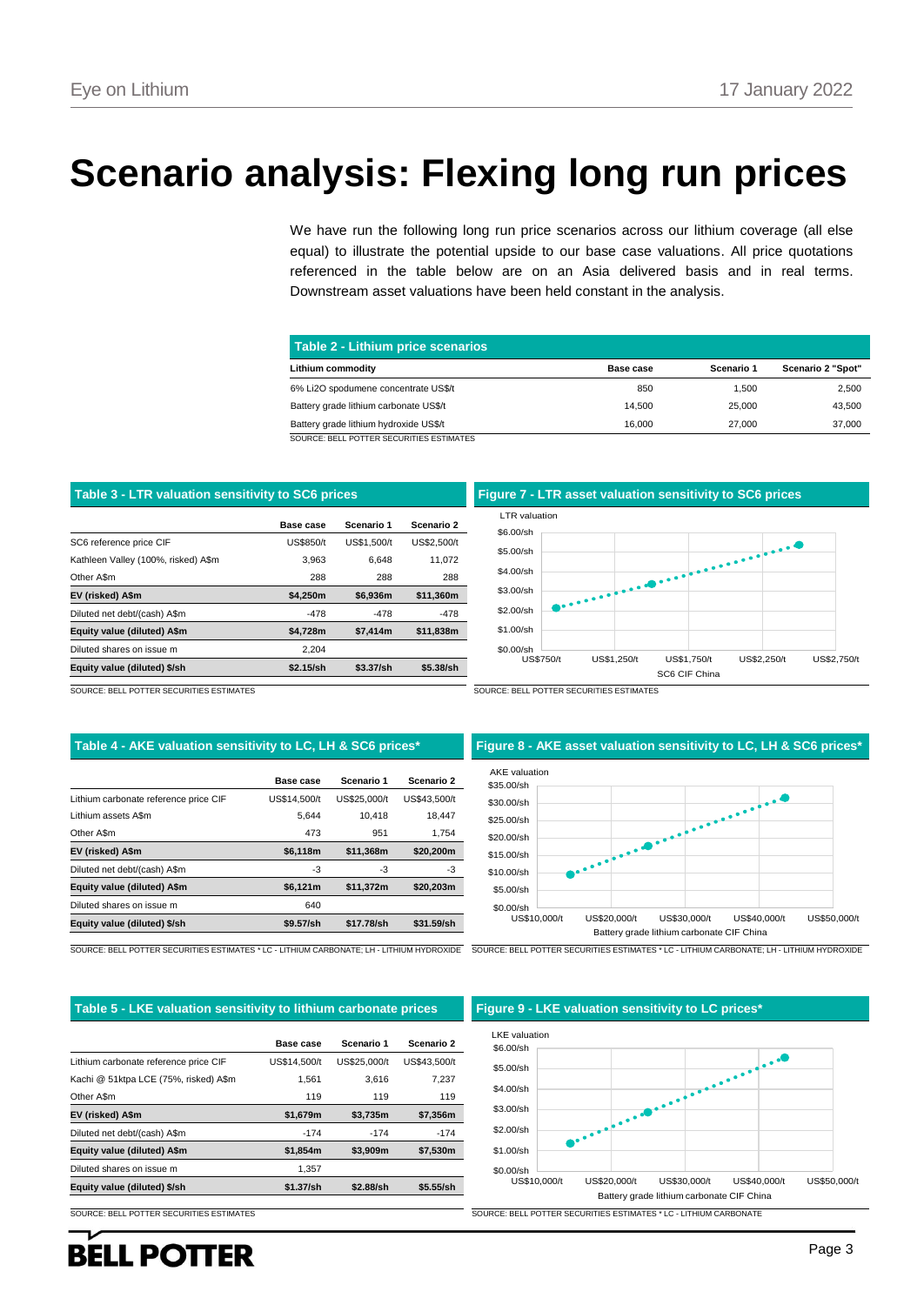# Scenario analysis: Flexing long run prices

We have run the following long run price scenarios across our lithium coverage (all else equal) to illustrate the potential upside to our base case valuations. All price quotations referenced in the table below are on an Asia delivered basis and in real terms. Downstream asset valuations have been held constant in the analysis.

**Table 2 - Lithium price scenarios**

| Lithium commodity | Base case | Scenario 1 | Scenario 2 "Spot" |
|---|---|---|---|
| 6% Li2O spodumene concentrate US$/t | 850 | 1,500 | 2,500 |
| Battery grade lithium carbonate US$/t | 14,500 | 25,000 | 43,500 |
| Battery grade lithium hydroxide US$/t | 16,000 | 27,000 | 37,000 |

SOURCE: BELL POTTER SECURITIES ESTIMATES

**Table 3 - LTR valuation sensitivity to SC6 prices**

| | Base case | Scenario 1 | Scenario 2 |
|---|---|---|---|
| SC6 reference price CIF | US$850/t | US$1,500/t | US$2,500/t |
| Kathleen Valley (100%, risked) A$m | 3,963 | 6,648 | 11,072 |
| Other A$m | 288 | 288 | 288 |
| **EV (risked) A$m** | **$4,250m** | **$6,936m** | **$11,360m** |
| Diluted net debt/(cash) A$m | -478 | -478 | -478 |
| **Equity value (diluted) A$m** | **$4,728m** | **$7,414m** | **$11,838m** |
| Diluted shares on issue m | 2,204 | | |
| **Equity value (diluted) $/sh** | **$2.15/sh** | **$3.37/sh** | **$5.38/sh** |

SOURCE: BELL POTTER SECURITIES ESTIMATES

**Figure 7 - LTR asset valuation sensitivity to SC6 prices**

SOURCE: BELL POTTER SECURITIES ESTIMATES

**Table 4 - AKE valuation sensitivity to LC, LH & SC6 prices***

| | Base case | Scenario 1 | Scenario 2 |
|---|---|---|---|
| Lithium carbonate reference price CIF | US$14,500/t | US$25,000/t | US$43,500/t |
| Lithium assets A$m | 5,644 | 10,418 | 18,447 |
| Other A$m | 473 | 951 | 1,754 |
| **EV (risked) A$m** | **$6,118m** | **$11,368m** | **$20,200m** |
| Diluted net debt/(cash) A$m | -3 | -3 | -3 |
| **Equity value (diluted) A$m** | **$6,121m** | **$11,372m** | **$20,203m** |
| Diluted shares on issue m | 640 | | |
| **Equity value (diluted) $/sh** | **$9.57/sh** | **$17.78/sh** | **$31.59/sh** |

SOURCE: BELL POTTER SECURITIES ESTIMATES * LC - LITHIUM CARBONATE; LH - LITHIUM HYDROXIDE

**Figure 8 - AKE asset valuation sensitivity to LC, LH & SC6 prices***

SOURCE: BELL POTTER SECURITIES ESTIMATES * LC - LITHIUM CARBONATE; LH - LITHIUM HYDROXIDE

**Table 5 - LKE valuation sensitivity to lithium carbonate prices**

| | Base case | Scenario 1 | Scenario 2 |
|---|---|---|---|
| Lithium carbonate reference price CIF | US$14,500/t | US$25,000/t | US$43,500/t |
| Kachi @ 51ktpa LCE (75%, risked) A$m | 1,561 | 3,616 | 7,237 |
| Other A$m | 119 | 119 | 119 |
| **EV (risked) A$m** | **$1,679m** | **$3,735m** | **$7,356m** |
| Diluted net debt/(cash) A$m | -174 | -174 | -174 |
| **Equity value (diluted) A$m** | **$1,854m** | **$3,909m** | **$7,530m** |
| Diluted shares on issue m | 1,357 | | |
| **Equity value (diluted) $/sh** | **$1.37/sh** | **$2.88/sh** | **$5.55/sh** |

SOURCE: BELL POTTER SECURITIES ESTIMATES

**Figure 9 - LKE valuation sensitivity to LC prices***

SOURCE: BELL POTTER SECURITIES ESTIMATES * LC - LITHIUM CARBONATE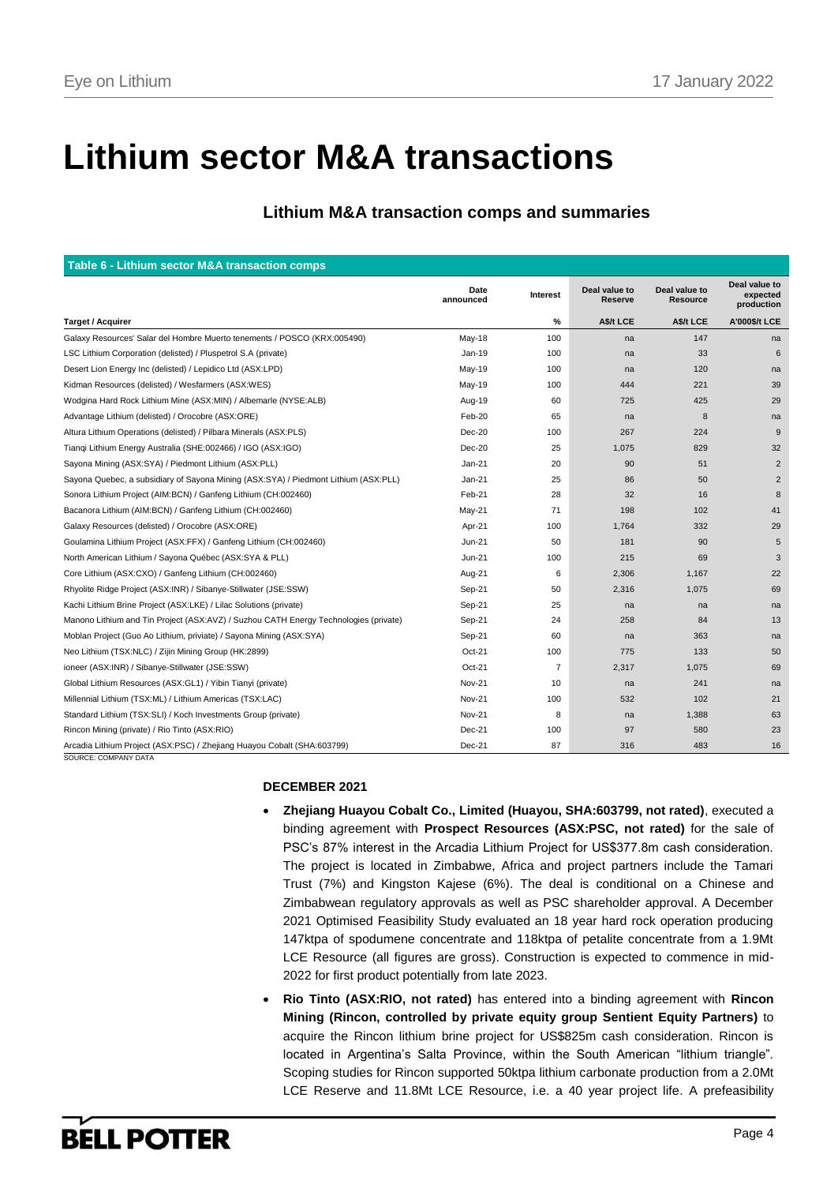# Lithium sector M&A transactions

## Lithium M&A transaction comps and summaries

**Table 6 - Lithium sector M&A transaction comps**

| Target / Acquirer | Date announced | Interest | Deal value to Reserve | Deal value to Resource | Deal value to expected production |
|---|---|---|---|---|---|
| | | % | A$/t LCE | A$/t LCE | A'000$/t LCE |
| Galaxy Resources' Salar del Hombre Muerto tenements / POSCO (KRX:005490) | May-18 | 100 | na | 147 | na |
| LSC Lithium Corporation (delisted) / Pluspetrol S.A (private) | Jan-19 | 100 | na | 33 | 6 |
| Desert Lion Energy Inc (delisted) / Lepidico Ltd (ASX:LPD) | May-19 | 100 | na | 120 | na |
| Kidman Resources (delisted) / Wesfarmers (ASX:WES) | May-19 | 100 | 444 | 221 | 39 |
| Wodgina Hard Rock Lithium Mine (ASX:MIN) / Albemarle (NYSE:ALB) | Aug-19 | 60 | 725 | 425 | 29 |
| Advantage Lithium (delisted) / Orocobre (ASX:ORE) | Feb-20 | 65 | na | 8 | na |
| Altura Lithium Operations (delisted) / Pilbara Minerals (ASX:PLS) | Dec-20 | 100 | 267 | 224 | 9 |
| Tianqi Lithium Energy Australia (SHE:002466) / IGO (ASX:IGO) | Dec-20 | 25 | 1,075 | 829 | 32 |
| Sayona Mining (ASX:SYA) / Piedmont Lithium (ASX:PLL) | Jan-21 | 20 | 90 | 51 | 2 |
| Sayona Quebec, a subsidiary of Sayona Mining (ASX:SYA) / Piedmont Lithium (ASX:PLL) | Jan-21 | 25 | 86 | 50 | 2 |
| Sonora Lithium Project (AIM:BCN) / Ganfeng Lithium (CH:002460) | Feb-21 | 28 | 32 | 16 | 8 |
| Bacanora Lithium (AIM:BCN) / Ganfeng Lithium (CH:002460) | May-21 | 71 | 198 | 102 | 41 |
| Galaxy Resources (delisted) / Orocobre (ASX:ORE) | Apr-21 | 100 | 1,764 | 332 | 29 |
| Goulamina Lithium Project (ASX:FFX) / Ganfeng Lithium (CH:002460) | Jun-21 | 50 | 181 | 90 | 5 |
| North American Lithium / Sayona Québec (ASX:SYA & PLL) | Jun-21 | 100 | 215 | 69 | 3 |
| Core Lithium (ASX:CXO) / Ganfeng Lithium (CH:002460) | Aug-21 | 6 | 2,306 | 1,167 | 22 |
| Rhyolite Ridge Project (ASX:INR) / Sibanye-Stillwater (JSE:SSW) | Sep-21 | 50 | 2,316 | 1,075 | 69 |
| Kachi Lithium Brine Project (ASX:LKE) / Lilac Solutions (private) | Sep-21 | 25 | na | na | na |
| Manono Lithium and Tin Project (ASX:AVZ) / Suzhou CATH Energy Technologies (private) | Sep-21 | 24 | 258 | 84 | 13 |
| Moblan Project (Guo Ao Lithium, priviate) / Sayona Mining (ASX:SYA) | Sep-21 | 60 | na | 363 | na |
| Neo Lithium (TSX:NLC) / Zijin Mining Group (HK:2899) | Oct-21 | 100 | 775 | 133 | 50 |
| ioneer (ASX:INR) / Sibanye-Stillwater (JSE:SSW) | Oct-21 | 7 | 2,317 | 1,075 | 69 |
| Global Lithium Resources (ASX:GL1) / Yibin Tianyi (private) | Nov-21 | 10 | na | 241 | na |
| Millennial Lithium (TSX:ML) / Lithium Americas (TSX:LAC) | Nov-21 | 100 | 532 | 102 | 21 |
| Standard Lithium (TSX:SLI) / Koch Investments Group (private) | Nov-21 | 8 | na | 1,388 | 63 |
| Rincon Mining (private) / Rio Tinto (ASX:RIO) | Dec-21 | 100 | 97 | 580 | 23 |
| Arcadia Lithium Project (ASX:PSC) / Zhejiang Huayou Cobalt (SHA:603799) | Dec-21 | 87 | 316 | 483 | 16 |

SOURCE: COMPANY DATA

**DECEMBER 2021**

- **Zhejiang Huayou Cobalt Co., Limited (Huayou, SHA:603799, not rated)**, executed a binding agreement with **Prospect Resources (ASX:PSC, not rated)** for the sale of PSC's 87% interest in the Arcadia Lithium Project for US$377.8m cash consideration. The project is located in Zimbabwe, Africa and project partners include the Tamari Trust (7%) and Kingston Kajese (6%). The deal is conditional on a Chinese and Zimbabwean regulatory approvals as well as PSC shareholder approval. A December 2021 Optimised Feasibility Study evaluated an 18 year hard rock operation producing 147ktpa of spodumene concentrate and 118ktpa of petalite concentrate from a 1.9Mt LCE Resource (all figures are gross). Construction is expected to commence in mid-2022 for first product potentially from late 2023.
- **Rio Tinto (ASX:RIO, not rated)** has entered into a binding agreement with **Rincon Mining (Rincon, controlled by private equity group Sentient Equity Partners)** to acquire the Rincon lithium brine project for US$825m cash consideration. Rincon is located in Argentina's Salta Province, within the South American "lithium triangle". Scoping studies for Rincon supported 50ktpa lithium carbonate production from a 2.0Mt LCE Reserve and 11.8Mt LCE Resource, i.e. a 40 year project life. A prefeasibility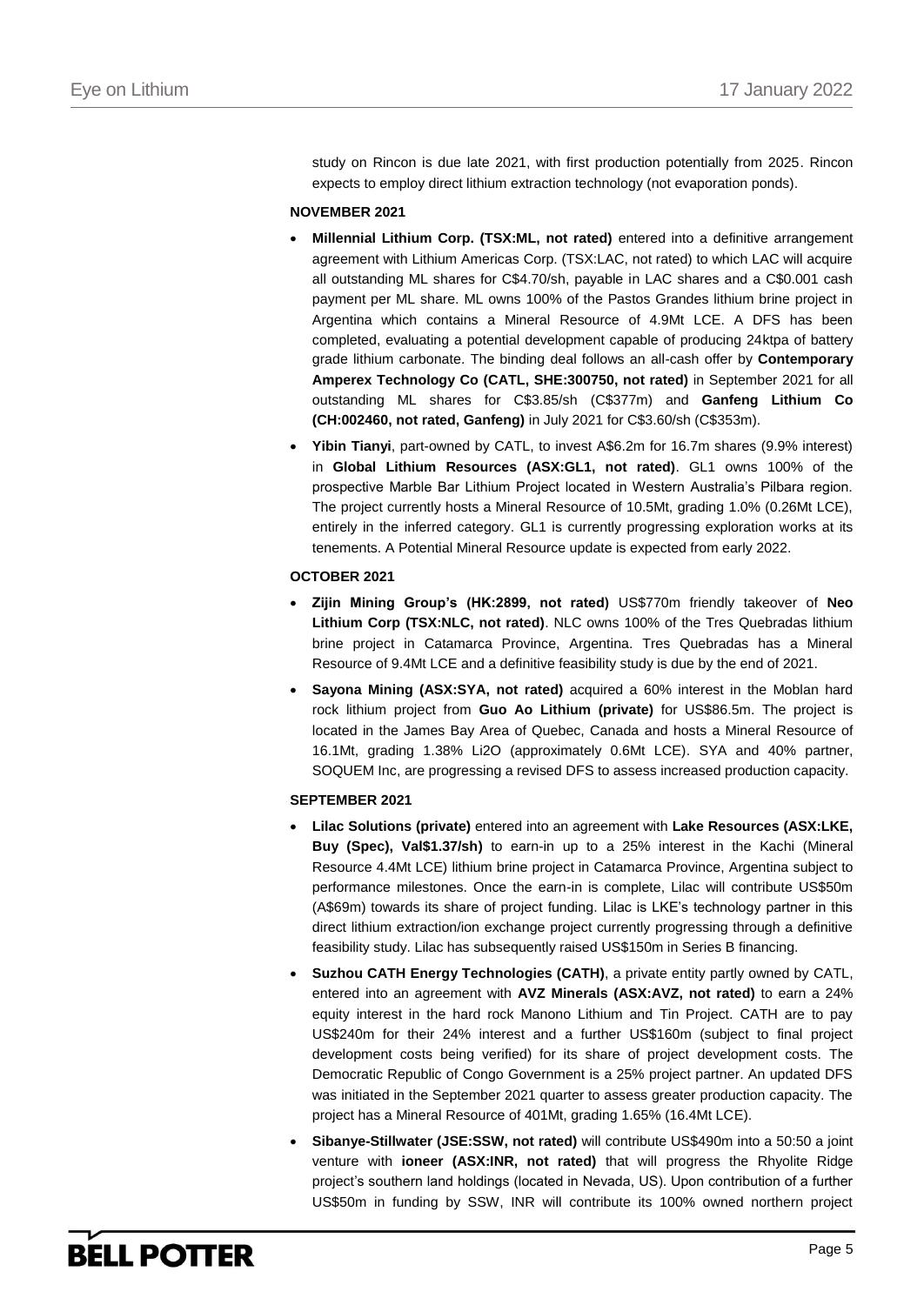study on Rincon is due late 2021, with first production potentially from 2025. Rincon expects to employ direct lithium extraction technology (not evaporation ponds).

**NOVEMBER 2021**

- **Millennial Lithium Corp. (TSX:ML, not rated)** entered into a definitive arrangement agreement with Lithium Americas Corp. (TSX:LAC, not rated) to which LAC will acquire all outstanding ML shares for C$4.70/sh, payable in LAC shares and a C$0.001 cash payment per ML share. ML owns 100% of the Pastos Grandes lithium brine project in Argentina which contains a Mineral Resource of 4.9Mt LCE. A DFS has been completed, evaluating a potential development capable of producing 24ktpa of battery grade lithium carbonate. The binding deal follows an all-cash offer by **Contemporary Amperex Technology Co (CATL, SHE:300750, not rated)** in September 2021 for all outstanding ML shares for C$3.85/sh (C$377m) and **Ganfeng Lithium Co (CH:002460, not rated, Ganfeng)** in July 2021 for C$3.60/sh (C$353m).
- **Yibin Tianyi**, part-owned by CATL, to invest A$6.2m for 16.7m shares (9.9% interest) in **Global Lithium Resources (ASX:GL1, not rated)**. GL1 owns 100% of the prospective Marble Bar Lithium Project located in Western Australia's Pilbara region. The project currently hosts a Mineral Resource of 10.5Mt, grading 1.0% (0.26Mt LCE), entirely in the inferred category. GL1 is currently progressing exploration works at its tenements. A Potential Mineral Resource update is expected from early 2022.

**OCTOBER 2021**

- **Zijin Mining Group's (HK:2899, not rated)** US$770m friendly takeover of **Neo Lithium Corp (TSX:NLC, not rated)**. NLC owns 100% of the Tres Quebradas lithium brine project in Catamarca Province, Argentina. Tres Quebradas has a Mineral Resource of 9.4Mt LCE and a definitive feasibility study is due by the end of 2021.
- **Sayona Mining (ASX:SYA, not rated)** acquired a 60% interest in the Moblan hard rock lithium project from **Guo Ao Lithium (private)** for US$86.5m. The project is located in the James Bay Area of Quebec, Canada and hosts a Mineral Resource of 16.1Mt, grading 1.38% $Li_2O$ (approximately 0.6Mt LCE). SYA and 40% partner, SOQUEM Inc, are progressing a revised DFS to assess increased production capacity.

**SEPTEMBER 2021**

- **Lilac Solutions (private)** entered into an agreement with **Lake Resources (ASX:LKE, Buy (Spec), Val$1.37/sh)** to earn-in up to a 25% interest in the Kachi (Mineral Resource 4.4Mt LCE) lithium brine project in Catamarca Province, Argentina subject to performance milestones. Once the earn-in is complete, Lilac will contribute US$50m (A$69m) towards its share of project funding. Lilac is LKE's technology partner in this direct lithium extraction/ion exchange project currently progressing through a definitive feasibility study. Lilac has subsequently raised US$150m in Series B financing.
- **Suzhou CATH Energy Technologies (CATH)**, a private entity partly owned by CATL, entered into an agreement with **AVZ Minerals (ASX:AVZ, not rated)** to earn a 24% equity interest in the hard rock Manono Lithium and Tin Project. CATH are to pay US$240m for their 24% interest and a further US$160m (subject to final project development costs being verified) for its share of project development costs. The Democratic Republic of Congo Government is a 25% project partner. An updated DFS was initiated in the September 2021 quarter to assess greater production capacity. The project has a Mineral Resource of 401Mt, grading 1.65% (16.4Mt LCE).
- **Sibanye-Stillwater (JSE:SSW, not rated)** will contribute US$490m into a 50:50 a joint venture with **ioneer (ASX:INR, not rated)** that will progress the Rhyolite Ridge project's southern land holdings (located in Nevada, US). Upon contribution of a further US$50m in funding by SSW, INR will contribute its 100% owned northern project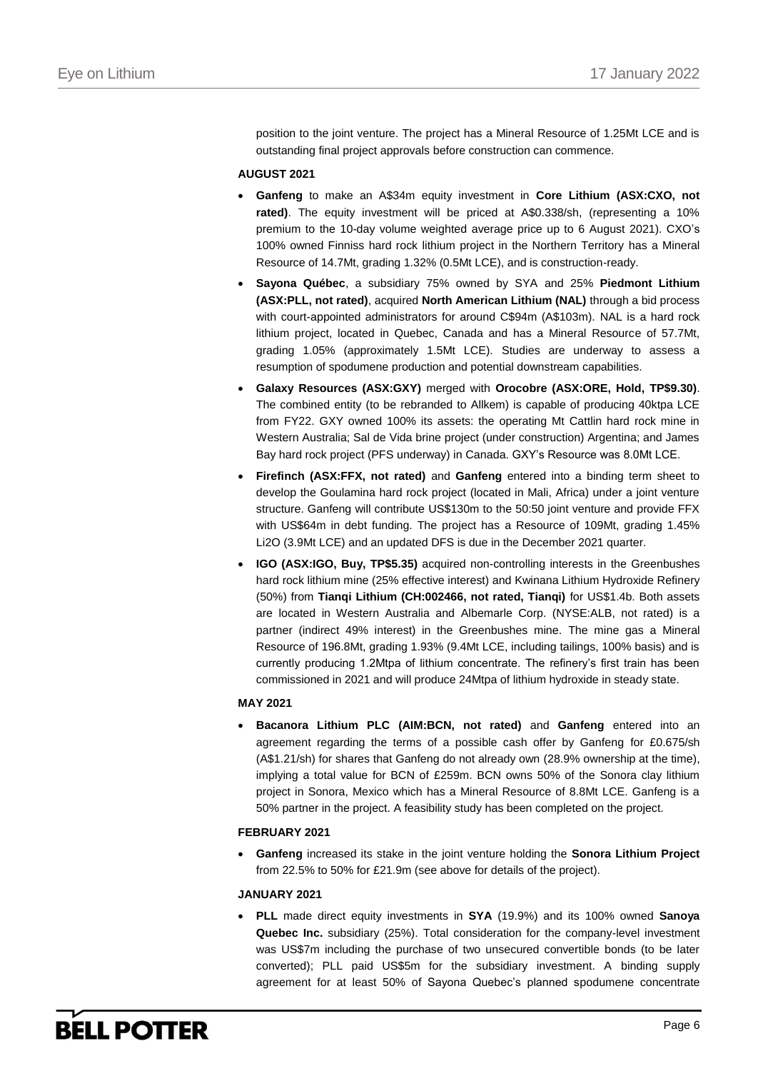position to the joint venture. The project has a Mineral Resource of 1.25Mt LCE and is outstanding final project approvals before construction can commence.

**AUGUST 2021**

- **Ganfeng** to make an A$34m equity investment in **Core Lithium (ASX:CXO, not rated)**. The equity investment will be priced at A$0.338/sh, (representing a 10% premium to the 10-day volume weighted average price up to 6 August 2021). CXO's 100% owned Finniss hard rock lithium project in the Northern Territory has a Mineral Resource of 14.7Mt, grading 1.32% (0.5Mt LCE), and is construction-ready.
- **Sayona Québec**, a subsidiary 75% owned by SYA and 25% **Piedmont Lithium (ASX:PLL, not rated)**, acquired **North American Lithium (NAL)** through a bid process with court-appointed administrators for around C$94m (A$103m). NAL is a hard rock lithium project, located in Quebec, Canada and has a Mineral Resource of 57.7Mt, grading 1.05% (approximately 1.5Mt LCE). Studies are underway to assess a resumption of spodumene production and potential downstream capabilities.
- **Galaxy Resources (ASX:GXY)** merged with **Orocobre (ASX:ORE, Hold, TP$9.30)**. The combined entity (to be rebranded to Allkem) is capable of producing 40ktpa LCE from FY22. GXY owned 100% its assets: the operating Mt Cattlin hard rock mine in Western Australia; Sal de Vida brine project (under construction) Argentina; and James Bay hard rock project (PFS underway) in Canada. GXY's Resource was 8.0Mt LCE.
- **Firefinch (ASX:FFX, not rated)** and **Ganfeng** entered into a binding term sheet to develop the Goulamina hard rock project (located in Mali, Africa) under a joint venture structure. Ganfeng will contribute US$130m to the 50:50 joint venture and provide FFX with US$64m in debt funding. The project has a Resource of 109Mt, grading 1.45% $Li_2O$ (3.9Mt LCE) and an updated DFS is due in the December 2021 quarter.
- **IGO (ASX:IGO, Buy, TP$5.35)** acquired non-controlling interests in the Greenbushes hard rock lithium mine (25% effective interest) and Kwinana Lithium Hydroxide Refinery (50%) from **Tianqi Lithium (CH:002466, not rated, Tianqi)** for US$1.4b. Both assets are located in Western Australia and Albemarle Corp. (NYSE:ALB, not rated) is a partner (indirect 49% interest) in the Greenbushes mine. The mine gas a Mineral Resource of 196.8Mt, grading 1.93% (9.4Mt LCE, including tailings, 100% basis) and is currently producing 1.2Mtpa of lithium concentrate. The refinery's first train has been commissioned in 2021 and will produce 24Mtpa of lithium hydroxide in steady state.

**MAY 2021**

- **Bacanora Lithium PLC (AIM:BCN, not rated)** and **Ganfeng** entered into an agreement regarding the terms of a possible cash offer by Ganfeng for £0.675/sh (A$1.21/sh) for shares that Ganfeng do not already own (28.9% ownership at the time), implying a total value for BCN of £259m. BCN owns 50% of the Sonora clay lithium project in Sonora, Mexico which has a Mineral Resource of 8.8Mt LCE. Ganfeng is a 50% partner in the project. A feasibility study has been completed on the project.

**FEBRUARY 2021**

- **Ganfeng** increased its stake in the joint venture holding the **Sonora Lithium Project** from 22.5% to 50% for £21.9m (see above for details of the project).

**JANUARY 2021**

- **PLL** made direct equity investments in **SYA** (19.9%) and its 100% owned **Sanoya Quebec Inc.** subsidiary (25%). Total consideration for the company-level investment was US$7m including the purchase of two unsecured convertible bonds (to be later converted); PLL paid US$5m for the subsidiary investment. A binding supply agreement for at least 50% of Sayona Quebec's planned spodumene concentrate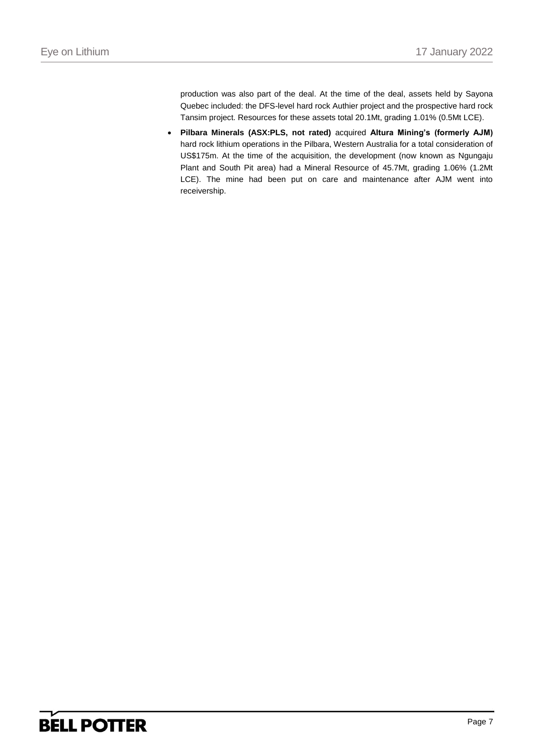production was also part of the deal. At the time of the deal, assets held by Sayona Quebec included: the DFS-level hard rock Authier project and the prospective hard rock Tansim project. Resources for these assets total 20.1Mt, grading 1.01% (0.5Mt LCE).

- **Pilbara Minerals (ASX:PLS, not rated)** acquired **Altura Mining's (formerly AJM)** hard rock lithium operations in the Pilbara, Western Australia for a total consideration of US$175m. At the time of the acquisition, the development (now known as Ngungaju Plant and South Pit area) had a Mineral Resource of 45.7Mt, grading 1.06% (1.2Mt LCE). The mine had been put on care and maintenance after AJM went into receivership.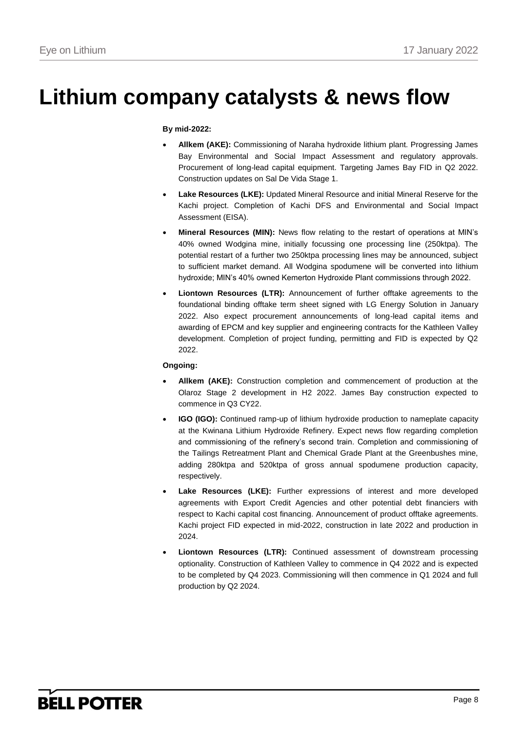# Lithium company catalysts & news flow

**By mid-2022:**

- **Allkem (AKE):** Commissioning of Naraha hydroxide lithium plant. Progressing James Bay Environmental and Social Impact Assessment and regulatory approvals. Procurement of long-lead capital equipment. Targeting James Bay FID in Q2 2022. Construction updates on Sal De Vida Stage 1.
- **Lake Resources (LKE):** Updated Mineral Resource and initial Mineral Reserve for the Kachi project. Completion of Kachi DFS and Environmental and Social Impact Assessment (EISA).
- **Mineral Resources (MIN):** News flow relating to the restart of operations at MIN's 40% owned Wodgina mine, initially focussing one processing line (250ktpa). The potential restart of a further two 250ktpa processing lines may be announced, subject to sufficient market demand. All Wodgina spodumene will be converted into lithium hydroxide; MIN's 40% owned Kemerton Hydroxide Plant commissions through 2022.
- **Liontown Resources (LTR):** Announcement of further offtake agreements to the foundational binding offtake term sheet signed with LG Energy Solution in January 2022. Also expect procurement announcements of long-lead capital items and awarding of EPCM and key supplier and engineering contracts for the Kathleen Valley development. Completion of project funding, permitting and FID is expected by Q2 2022.

**Ongoing:**

- **Allkem (AKE):** Construction completion and commencement of production at the Olaroz Stage 2 development in H2 2022. James Bay construction expected to commence in Q3 CY22.
- **IGO (IGO):** Continued ramp-up of lithium hydroxide production to nameplate capacity at the Kwinana Lithium Hydroxide Refinery. Expect news flow regarding completion and commissioning of the refinery's second train. Completion and commissioning of the Tailings Retreatment Plant and Chemical Grade Plant at the Greenbushes mine, adding 280ktpa and 520ktpa of gross annual spodumene production capacity, respectively.
- **Lake Resources (LKE):** Further expressions of interest and more developed agreements with Export Credit Agencies and other potential debt financiers with respect to Kachi capital cost financing. Announcement of product offtake agreements. Kachi project FID expected in mid-2022, construction in late 2022 and production in 2024.
- **Liontown Resources (LTR):** Continued assessment of downstream processing optionality. Construction of Kathleen Valley to commence in Q4 2022 and is expected to be completed by Q4 2023. Commissioning will then commence in Q1 2024 and full production by Q2 2024.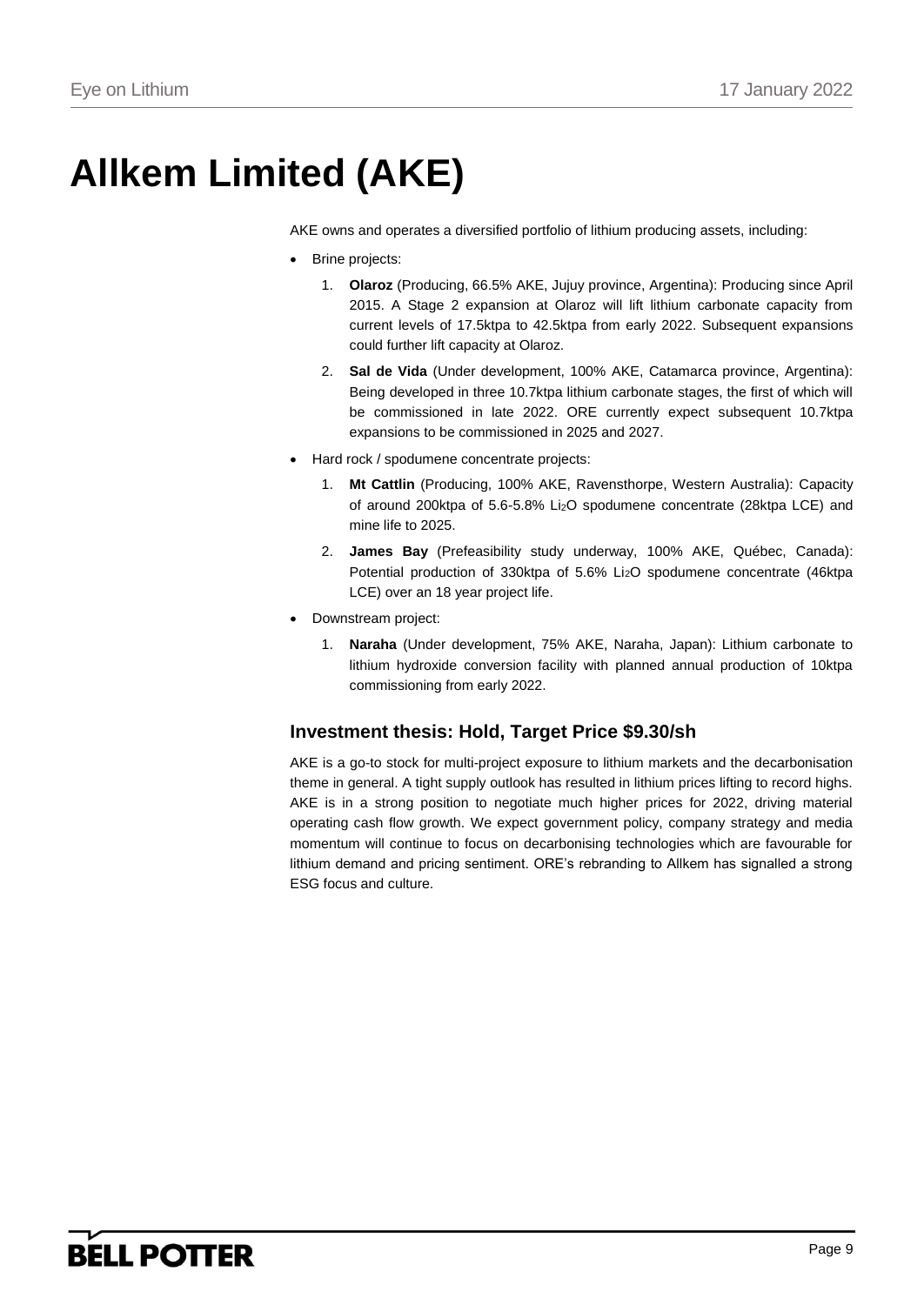# Allkem Limited (AKE)

AKE owns and operates a diversified portfolio of lithium producing assets, including:

- Brine projects:
  1. **Olaroz** (Producing, 66.5% AKE, Jujuy province, Argentina): Producing since April 2015. A Stage 2 expansion at Olaroz will lift lithium carbonate capacity from current levels of 17.5ktpa to 42.5ktpa from early 2022. Subsequent expansions could further lift capacity at Olaroz.
  2. **Sal de Vida** (Under development, 100% AKE, Catamarca province, Argentina): Being developed in three 10.7ktpa lithium carbonate stages, the first of which will be commissioned in late 2022. ORE currently expect subsequent 10.7ktpa expansions to be commissioned in 2025 and 2027.
- Hard rock / spodumene concentrate projects:
  1. **Mt Cattlin** (Producing, 100% AKE, Ravensthorpe, Western Australia): Capacity of around 200ktpa of 5.6-5.8% $Li_2O$ spodumene concentrate (28ktpa LCE) and mine life to 2025.
  2. **James Bay** (Prefeasibility study underway, 100% AKE, Québec, Canada): Potential production of 330ktpa of 5.6% $Li_2O$ spodumene concentrate (46ktpa LCE) over an 18 year project life.
- Downstream project:
  1. **Naraha** (Under development, 75% AKE, Naraha, Japan): Lithium carbonate to lithium hydroxide conversion facility with planned annual production of 10ktpa commissioning from early 2022.

## Investment thesis: Hold, Target Price $9.30/sh

AKE is a go-to stock for multi-project exposure to lithium markets and the decarbonisation theme in general. A tight supply outlook has resulted in lithium prices lifting to record highs. AKE is in a strong position to negotiate much higher prices for 2022, driving material operating cash flow growth. We expect government policy, company strategy and media momentum will continue to focus on decarbonising technologies which are favourable for lithium demand and pricing sentiment. ORE's rebranding to Allkem has signalled a strong ESG focus and culture.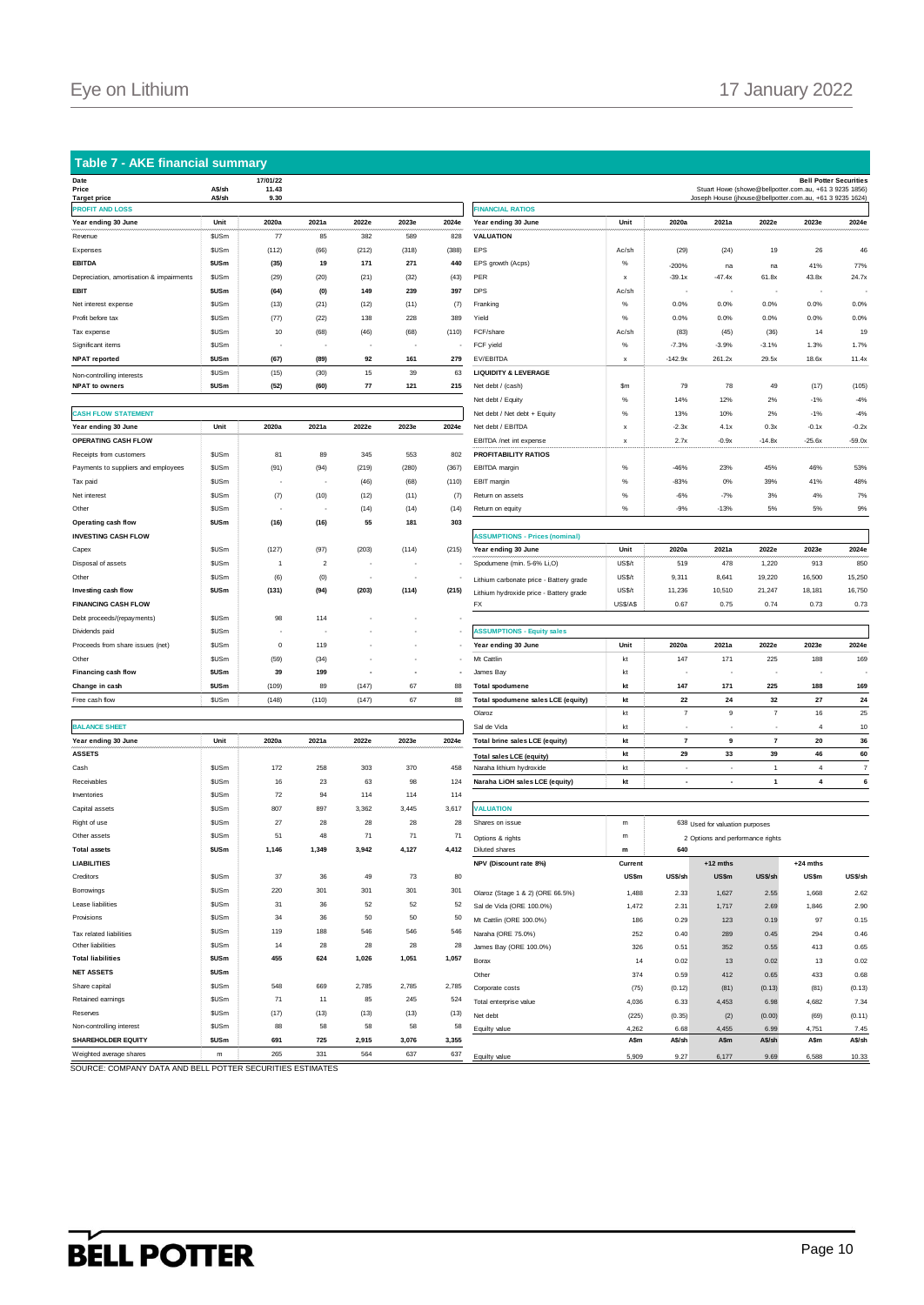## Table 7 - AKE financial summary

| Date | | 17/01/22 |
|---|---|---|
| Price | A$/sh | 11.43 |
| Target price | A$/sh | 9.30 |

Bell Potter Securities
Stuart Howe (showe@bellpotter.com.au, +61 3 9235 1856)
Joseph House (jhouse@bellpotter.com.au, +61 3 9235 1624)

**PROFIT AND LOSS**

| Year ending 30 June | Unit | 2020a | 2021a | 2022e | 2023e | 2024e |
|---|---|---|---|---|---|---|
| Revenue | $USm | 77 | 85 | 382 | 589 | 828 |
| Expenses | $USm | (112) | (66) | (212) | (318) | (388) |
| **EBITDA** | **$USm** | **(35)** | **19** | **171** | **271** | **440** |
| Depreciation, amortisation & impairments | $USm | (29) | (20) | (21) | (32) | (43) |
| **EBIT** | **$USm** | **(64)** | **(0)** | **149** | **239** | **397** |
| Net interest expense | $USm | (13) | (21) | (12) | (11) | (7) |
| Profit before tax | $USm | (77) | (22) | 138 | 228 | 389 |
| Tax expense | $USm | 10 | (68) | (46) | (68) | (110) |
| Significant items | $USm | - | - | - | - | - |
| **NPAT reported** | **$USm** | **(67)** | **(89)** | **92** | **161** | **279** |
| Non-controlling interests | $USm | (15) | (30) | 15 | 39 | 63 |
| **NPAT to owners** | **$USm** | **(52)** | **(60)** | **77** | **121** | **215** |

**CASH FLOW STATEMENT**

| Year ending 30 June | Unit | 2020a | 2021a | 2022e | 2023e | 2024e |
|---|---|---|---|---|---|---|
| **OPERATING CASH FLOW** | | | | | | |
| Receipts from customers | $USm | 81 | 89 | 345 | 553 | 802 |
| Payments to suppliers and employees | $USm | (91) | (94) | (219) | (280) | (367) |
| Tax paid | $USm | - | - | (46) | (68) | (110) |
| Net interest | $USm | (7) | (10) | (12) | (11) | (7) |
| Other | $USm | - | - | (14) | (14) | (14) |
| **Operating cash flow** | **$USm** | **(16)** | **(16)** | **55** | **181** | **303** |
| **INVESTING CASH FLOW** | | | | | | |
| Capex | $USm | (127) | (97) | (203) | (114) | (215) |
| Disposal of assets | $USm | 1 | 2 | - | - | - |
| Other | $USm | (6) | (0) | - | - | - |
| **Investing cash flow** | **$USm** | **(131)** | **(94)** | **(203)** | **(114)** | **(215)** |
| **FINANCING CASH FLOW** | | | | | | |
| Debt proceeds/(repayments) | $USm | 98 | 114 | - | - | - |
| Dividends paid | $USm | - | - | - | - | - |
| Proceeds from share issues (net) | $USm | 0 | 119 | - | - | - |
| Other | $USm | (59) | (34) | - | - | - |
| **Financing cash flow** | **$USm** | **39** | **199** | **-** | **-** | **-** |
| **Change in cash** | **$USm** | **(109)** | **89** | **(147)** | **67** | **88** |
| Free cash flow | $USm | (148) | (110) | (147) | 67 | 88 |

**BALANCE SHEET**

| Year ending 30 June | Unit | 2020a | 2021a | 2022e | 2023e | 2024e |
|---|---|---|---|---|---|---|
| **ASSETS** | | | | | | |
| Cash | $USm | 172 | 258 | 303 | 370 | 458 |
| Receivables | $USm | 16 | 23 | 63 | 98 | 124 |
| Inventories | $USm | 72 | 94 | 114 | 114 | 114 |
| Capital assets | $USm | 807 | 897 | 3,362 | 3,445 | 3,617 |
| Right of use | $USm | 27 | 28 | 28 | 28 | 28 |
| Other assets | $USm | 51 | 48 | 71 | 71 | 71 |
| **Total assets** | **$USm** | **1,146** | **1,349** | **3,942** | **4,127** | **4,412** |
| **LIABILITIES** | | | | | | |
| Creditors | $USm | 37 | 36 | 49 | 73 | 80 |
| Borrowings | $USm | 220 | 301 | 301 | 301 | 301 |
| Lease liabilities | $USm | 31 | 36 | 52 | 52 | 52 |
| Provisions | $USm | 34 | 36 | 50 | 50 | 50 |
| Tax related liabilities | $USm | 119 | 188 | 546 | 546 | 546 |
| Other liabilities | $USm | 14 | 28 | 28 | 28 | 28 |
| **Total liabilities** | **$USm** | **455** | **624** | **1,026** | **1,051** | **1,057** |
| **NET ASSETS** | **$USm** | | | | | |
| Share capital | $USm | 548 | 669 | 2,785 | 2,785 | 2,785 |
| Retained earnings | $USm | 71 | 11 | 85 | 245 | 524 |
| Reserves | $USm | (17) | (13) | (13) | (13) | (13) |
| Non-controlling interest | $USm | 88 | 58 | 58 | 58 | 58 |
| **SHAREHOLDER EQUITY** | **$USm** | **691** | **725** | **2,915** | **3,076** | **3,355** |
| Weighted average shares | m | 265 | 331 | 564 | 637 | 637 |

**FINANCIAL RATIOS**

| Year ending 30 June | Unit | 2020a | 2021a | 2022e | 2023e | 2024e |
|---|---|---|---|---|---|---|
| **VALUATION** | | | | | | |
| EPS | Ac/sh | (29) | (24) | 19 | 26 | 46 |
| EPS growth (Acps) | % | -200% | na | na | 41% | 77% |
| PER | x | -39.1x | -47.4x | 61.8x | 43.8x | 24.7x |
| DPS | Ac/sh | - | - | - | - | - |
| Franking | % | 0.0% | 0.0% | 0.0% | 0.0% | 0.0% |
| Yield | % | 0.0% | 0.0% | 0.0% | 0.0% | 0.0% |
| FCF/share | Ac/sh | (83) | (45) | (36) | 14 | 19 |
| FCF yield | % | -7.3% | -3.9% | -3.1% | 1.3% | 1.7% |
| EV/EBITDA | x | -142.9x | 261.2x | 29.5x | 18.6x | 11.4x |
| **LIQUIDITY & LEVERAGE** | | | | | | |
| Net debt / (cash) | $m | 79 | 78 | 49 | (17) | (105) |
| Net debt / Equity | % | 14% | 12% | 2% | -1% | -4% |
| Net debt / Net debt + Equity | % | 13% | 10% | 2% | -1% | -4% |
| Net debt / EBITDA | x | -2.3x | 4.1x | 0.3x | -0.1x | -0.2x |
| EBITDA /net int expense | x | 2.7x | -0.9x | -14.8x | -25.6x | -59.0x |
| **PROFITABILITY RATIOS** | | | | | | |
| EBITDA margin | % | -46% | 23% | 45% | 46% | 53% |
| EBIT margin | % | -83% | 0% | 39% | 41% | 48% |
| Return on assets | % | -6% | -7% | 3% | 4% | 7% |
| Return on equity | % | -9% | -13% | 5% | 5% | 9% |

**ASSUMPTIONS - Prices (nominal)**

| Year ending 30 June | Unit | 2020a | 2021a | 2022e | 2023e | 2024e |
|---|---|---|---|---|---|---|
| Spodumene (min. 5-6% $Li_2O$) | US$/t | 519 | 478 | 1,220 | 913 | 850 |
| Lithium carbonate price - Battery grade | US$/t | 9,311 | 8,641 | 19,220 | 16,500 | 15,250 |
| Lithium hydroxide price - Battery grade | US$/t | 11,236 | 10,510 | 21,247 | 18,181 | 16,750 |
| FX | US$/A$ | 0.67 | 0.75 | 0.74 | 0.73 | 0.73 |

**ASSUMPTIONS - Equity sales**

| Year ending 30 June | Unit | 2020a | 2021a | 2022e | 2023e | 2024e |
|---|---|---|---|---|---|---|
| Mt Cattlin | kt | 147 | 171 | 225 | 188 | 169 |
| James Bay | kt | - | - | - | - | - |
| **Total spodumene** | **kt** | **147** | **171** | **225** | **188** | **169** |
| **Total spodumene sales LCE (equity)** | **kt** | **22** | **24** | **32** | **27** | **24** |
| Olaroz | kt | 7 | 9 | 7 | 16 | 25 |
| Sal de Vida | kt | - | - | - | 4 | 10 |
| **Total brine sales LCE (equity)** | **kt** | **7** | **9** | **7** | **20** | **36** |
| **Total sales LCE (equity)** | **kt** | **29** | **33** | **39** | **46** | **60** |
| Naraha lithium hydroxide | kt | - | - | 1 | 4 | 7 |
| **Naraha LiOH sales LCE (equity)** | **kt** | **-** | **-** | **1** | **4** | **6** |

**VALUATION**

| | | |
|---|---|---|
| Shares on issue | m | 638 Used for valuation purposes |
| Options & rights | m | 2 Options and performance rights |
| Diluted shares | m | 640 |

| NPV (Discount rate 8%) | Current | | +12 mths | | +24 mths | |
|---|---|---|---|---|---|---|
| | US$m | US$/sh | US$m | US$/sh | US$m | US$/sh |
| Olaroz (Stage 1 & 2) (ORE 66.5%) | 1,488 | 2.33 | 1,627 | 2.55 | 1,668 | 2.62 |
| Sal de Vida (ORE 100.0%) | 1,472 | 2.31 | 1,717 | 2.69 | 1,846 | 2.90 |
| Mt Cattlin (ORE 100.0%) | 186 | 0.29 | 123 | 0.19 | 97 | 0.15 |
| Naraha (ORE 75.0%) | 252 | 0.40 | 289 | 0.45 | 294 | 0.46 |
| James Bay (ORE 100.0%) | 326 | 0.51 | 352 | 0.55 | 413 | 0.65 |
| Borax | 14 | 0.02 | 13 | 0.02 | 13 | 0.02 |
| Other | 374 | 0.59 | 412 | 0.65 | 433 | 0.68 |
| Corporate costs | (75) | (0.12) | (81) | (0.13) | (81) | (0.13) |
| Total enterprise value | 4,036 | 6.33 | 4,453 | 6.98 | 4,682 | 7.34 |
| Net debt | (225) | (0.35) | (2) | (0.00) | (69) | (0.11) |
| Equity value | 4,262 | 6.68 | 4,455 | 6.99 | 4,751 | 7.45 |
| | **A$m** | **A$/sh** | **A$m** | **A$/sh** | **A$m** | **A$/sh** |
| Equity value | 5,909 | 9.27 | 6,177 | 9.69 | 6,588 | 10.33 |

SOURCE: COMPANY DATA AND BELL POTTER SECURITIES ESTIMATES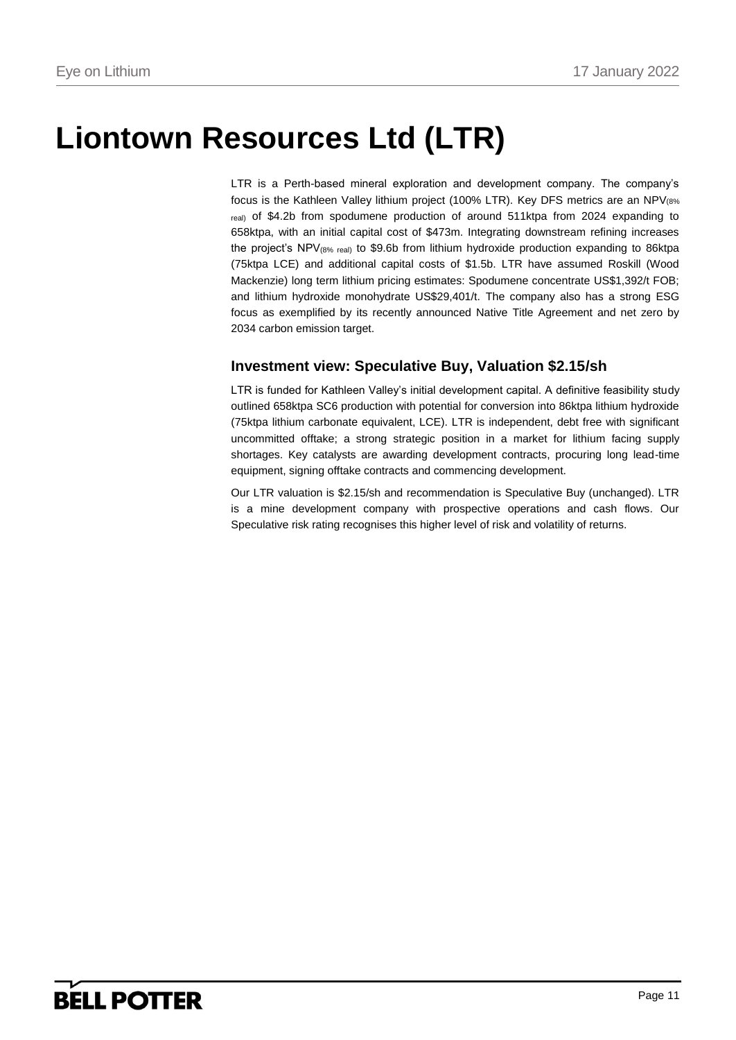# Liontown Resources Ltd (LTR)

LTR is a Perth-based mineral exploration and development company. The company's focus is the Kathleen Valley lithium project (100% LTR). Key DFS metrics are an $NPV_{(8\% \text{ real})}$ of $4.2b from spodumene production of around 511ktpa from 2024 expanding to 658ktpa, with an initial capital cost of $473m. Integrating downstream refining increases the project's $NPV_{(8\% \text{ real})}$ to $9.6b from lithium hydroxide production expanding to 86ktpa (75ktpa LCE) and additional capital costs of $1.5b. LTR have assumed Roskill (Wood Mackenzie) long term lithium pricing estimates: Spodumene concentrate US$1,392/t FOB; and lithium hydroxide monohydrate US$29,401/t. The company also has a strong ESG focus as exemplified by its recently announced Native Title Agreement and net zero by 2034 carbon emission target.

## Investment view: Speculative Buy, Valuation $2.15/sh

LTR is funded for Kathleen Valley's initial development capital. A definitive feasibility study outlined 658ktpa SC6 production with potential for conversion into 86ktpa lithium hydroxide (75ktpa lithium carbonate equivalent, LCE). LTR is independent, debt free with significant uncommitted offtake; a strong strategic position in a market for lithium facing supply shortages. Key catalysts are awarding development contracts, procuring long lead-time equipment, signing offtake contracts and commencing development.

Our LTR valuation is $2.15/sh and recommendation is Speculative Buy (unchanged). LTR is a mine development company with prospective operations and cash flows. Our Speculative risk rating recognises this higher level of risk and volatility of returns.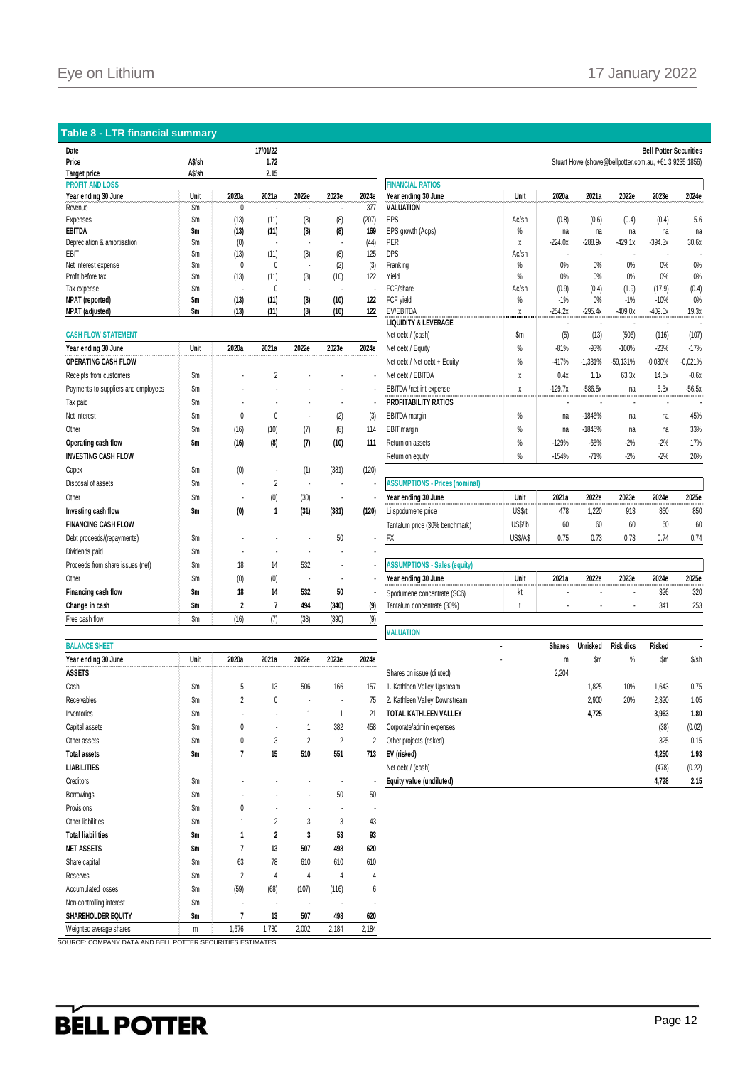## Table 8 - LTR financial summary

| Date | | 17/01/22 |
|---|---|---|
| Price | A$/sh | 1.72 |
| Target price | A$/sh | 2.15 |

Bell Potter Securities
Stuart Howe (showe@bellpotter.com.au, +61 3 9235 1856)

**PROFIT AND LOSS**

| Year ending 30 June | Unit | 2020a | 2021a | 2022e | 2023e | 2024e |
|---|---|---|---|---|---|---|
| Revenue | $m | 0 | - | - | - | 377 |
| Expenses | $m | (13) | (11) | (8) | (8) | (207) |
| **EBITDA** | **$m** | **(13)** | **(11)** | **(8)** | **(8)** | **169** |
| Depreciation & amortisation | $m | (0) | - | - | - | (44) |
| EBIT | $m | (13) | (11) | (8) | (8) | 125 |
| Net interest expense | $m | 0 | 0 | - | (2) | (3) |
| Profit before tax | $m | (13) | (11) | (8) | (10) | 122 |
| Tax expense | $m | - | 0 | - | - | - |
| **NPAT (reported)** | **$m** | **(13)** | **(11)** | **(8)** | **(10)** | **122** |
| **NPAT (adjusted)** | **$m** | **(13)** | **(11)** | **(8)** | **(10)** | **122** |

**CASH FLOW STATEMENT**

| Year ending 30 June | Unit | 2020a | 2021a | 2022e | 2023e | 2024e |
|---|---|---|---|---|---|---|
| **OPERATING CASH FLOW** | | | | | | |
| Receipts from customers | $m | - | 2 | - | - | - |
| Payments to suppliers and employees | $m | - | - | - | - | - |
| Tax paid | $m | - | - | - | - | - |
| Net interest | $m | 0 | 0 | - | (2) | (3) |
| Other | $m | (16) | (10) | (7) | (8) | 114 |
| **Operating cash flow** | **$m** | **(16)** | **(8)** | **(7)** | **(10)** | **111** |
| **INVESTING CASH FLOW** | | | | | | |
| Capex | $m | (0) | - | (1) | (381) | (120) |
| Disposal of assets | $m | - | 2 | - | - | - |
| Other | $m | - | (0) | (30) | - | - |
| **Investing cash flow** | **$m** | **(0)** | **1** | **(31)** | **(381)** | **(120)** |
| **FINANCING CASH FLOW** | | | | | | |
| Debt proceeds/(repayments) | $m | - | - | - | 50 | - |
| Dividends paid | $m | - | - | - | - | - |
| Proceeds from share issues (net) | $m | 18 | 14 | 532 | - | - |
| Other | $m | (0) | (0) | - | - | - |
| **Financing cash flow** | **$m** | **18** | **14** | **532** | **50** | **-** |
| **Change in cash** | **$m** | **2** | **7** | **494** | **(340)** | **(9)** |
| Free cash flow | $m | (16) | (7) | (38) | (390) | (9) |

**BALANCE SHEET**

| Year ending 30 June | Unit | 2020a | 2021a | 2022e | 2023e | 2024e |
|---|---|---|---|---|---|---|
| **ASSETS** | | | | | | |
| Cash | $m | 5 | 13 | 506 | 166 | 157 |
| Receivables | $m | 2 | 0 | - | - | 75 |
| Inventories | $m | - | - | 1 | 1 | 21 |
| Capital assets | $m | 0 | - | 1 | 382 | 458 |
| Other assets | $m | 0 | 3 | 2 | 2 | 2 |
| **Total assets** | **$m** | **7** | **15** | **510** | **551** | **713** |
| **LIABILITIES** | | | | | | |
| Creditors | $m | - | - | - | - | - |
| Borrowings | $m | - | - | - | 50 | 50 |
| Provisions | $m | 0 | - | - | - | - |
| Other liabilities | $m | 1 | 2 | 3 | 3 | 43 |
| **Total liabilities** | **$m** | **1** | **2** | **3** | **53** | **93** |
| **NET ASSETS** | **$m** | **7** | **13** | **507** | **498** | **620** |
| Share capital | $m | 63 | 78 | 610 | 610 | 610 |
| Reserves | $m | 2 | 4 | 4 | 4 | 4 |
| Accumulated losses | $m | (59) | (68) | (107) | (116) | 6 |
| Non-controlling interest | $m | - | - | - | - | - |
| **SHAREHOLDER EQUITY** | **$m** | **7** | **13** | **507** | **498** | **620** |
| Weighted average shares | m | 1,676 | 1,780 | 2,002 | 2,184 | 2,184 |

**FINANCIAL RATIOS**

| Year ending 30 June | Unit | 2020a | 2021a | 2022e | 2023e | 2024e |
|---|---|---|---|---|---|---|
| **VALUATION** | | | | | | |
| EPS | Ac/sh | (0.8) | (0.6) | (0.4) | (0.4) | 5.6 |
| EPS growth (Acps) | % | na | na | na | na | na |
| PER | x | -224.0x | -288.9x | -429.1x | -394.3x | 30.6x |
| DPS | Ac/sh | - | - | - | - | - |
| Franking | % | 0% | 0% | 0% | 0% | 0% |
| Yield | % | 0% | 0% | 0% | 0% | 0% |
| FCF/share | Ac/sh | (0.9) | (0.4) | (1.9) | (17.9) | (0.4) |
| FCF yield | % | -1% | 0% | -1% | -10% | 0% |
| EV/EBITDA | x | -254.2x | -295.4x | -409.0x | -409.0x | 19.3x |
| **LIQUIDITY & LEVERAGE** | | | | | | |
| Net debt / (cash) | $m | (5) | (13) | (506) | (116) | (107) |
| Net debt / Equity | % | -81% | -93% | -100% | -23% | -17% |
| Net debt / Net debt + Equity | % | -417% | -1,331% | -59,131% | -0,030% | -0,021% |
| Net debt / EBITDA | x | 0.4x | 1.1x | 63.3x | 14.5x | -0.6x |
| EBITDA /net int expense | x | -129.7x | -586.5x | na | 5.3x | -56.5x |
| **PROFITABILITY RATIOS** | | | | | | |
| EBITDA margin | % | na | -1846% | na | na | 45% |
| EBIT margin | % | na | -1846% | na | na | 33% |
| Return on assets | % | -129% | -65% | -2% | -2% | 17% |
| Return on equity | % | -154% | -71% | -2% | -2% | 20% |

**ASSUMPTIONS - Prices (nominal)**

| Year ending 30 June | Unit | 2021a | 2022e | 2023e | 2024e | 2025e |
|---|---|---|---|---|---|---|
| Li spodumene price | US$/t | 478 | 1,220 | 913 | 850 | 850 |
| Tantalum price (30% benchmark) | US$/lb | 60 | 60 | 60 | 60 | 60 |
| FX | US$/A$ | 0.75 | 0.73 | 0.73 | 0.74 | 0.74 |

**ASSUMPTIONS - Sales (equity)**

| Year ending 30 June | Unit | 2021a | 2022e | 2023e | 2024e | 2025e |
|---|---|---|---|---|---|---|
| Spodumene concentrate (SC6) | kt | - | - | - | 326 | 320 |
| Tantalum concentrate (30%) | t | - | - | - | 341 | 253 |

**VALUATION**

| | Shares | Unrisked | Risk dics | Risked | |
|---|---|---|---|---|---|
| | m | $m | % | $m | $/sh |
| Shares on issue (diluted) | 2,204 | | | | |
| 1. Kathleen Valley Upstream | | 1,825 | 10% | 1,643 | 0.75 |
| 2. Kathleen Valley Downstream | | 2,900 | 20% | 2,320 | 1.05 |
| **TOTAL KATHLEEN VALLEY** | | **4,725** | | **3,963** | **1.80** |
| Corporate/admin expenses | | | | (38) | (0.02) |
| Other projects (risked) | | | | 325 | 0.15 |
| **EV (risked)** | | | | **4,250** | **1.93** |
| Net debt / (cash) | | | | (478) | (0.22) |
| **Equity value (undiluted)** | | | | **4,728** | **2.15** |

SOURCE: COMPANY DATA AND BELL POTTER SECURITIES ESTIMATES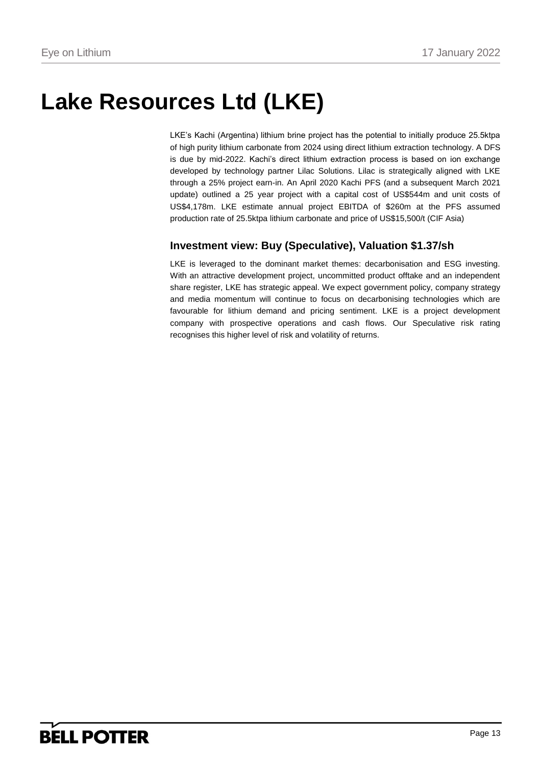# Lake Resources Ltd (LKE)

LKE's Kachi (Argentina) lithium brine project has the potential to initially produce 25.5ktpa of high purity lithium carbonate from 2024 using direct lithium extraction technology. A DFS is due by mid-2022. Kachi's direct lithium extraction process is based on ion exchange developed by technology partner Lilac Solutions. Lilac is strategically aligned with LKE through a 25% project earn-in. An April 2020 Kachi PFS (and a subsequent March 2021 update) outlined a 25 year project with a capital cost of US$544m and unit costs of US$4,178m. LKE estimate annual project EBITDA of $260m at the PFS assumed production rate of 25.5ktpa lithium carbonate and price of US$15,500/t (CIF Asia)

## Investment view: Buy (Speculative), Valuation $1.37/sh

LKE is leveraged to the dominant market themes: decarbonisation and ESG investing. With an attractive development project, uncommitted product offtake and an independent share register, LKE has strategic appeal. We expect government policy, company strategy and media momentum will continue to focus on decarbonising technologies which are favourable for lithium demand and pricing sentiment. LKE is a project development company with prospective operations and cash flows. Our Speculative risk rating recognises this higher level of risk and volatility of returns.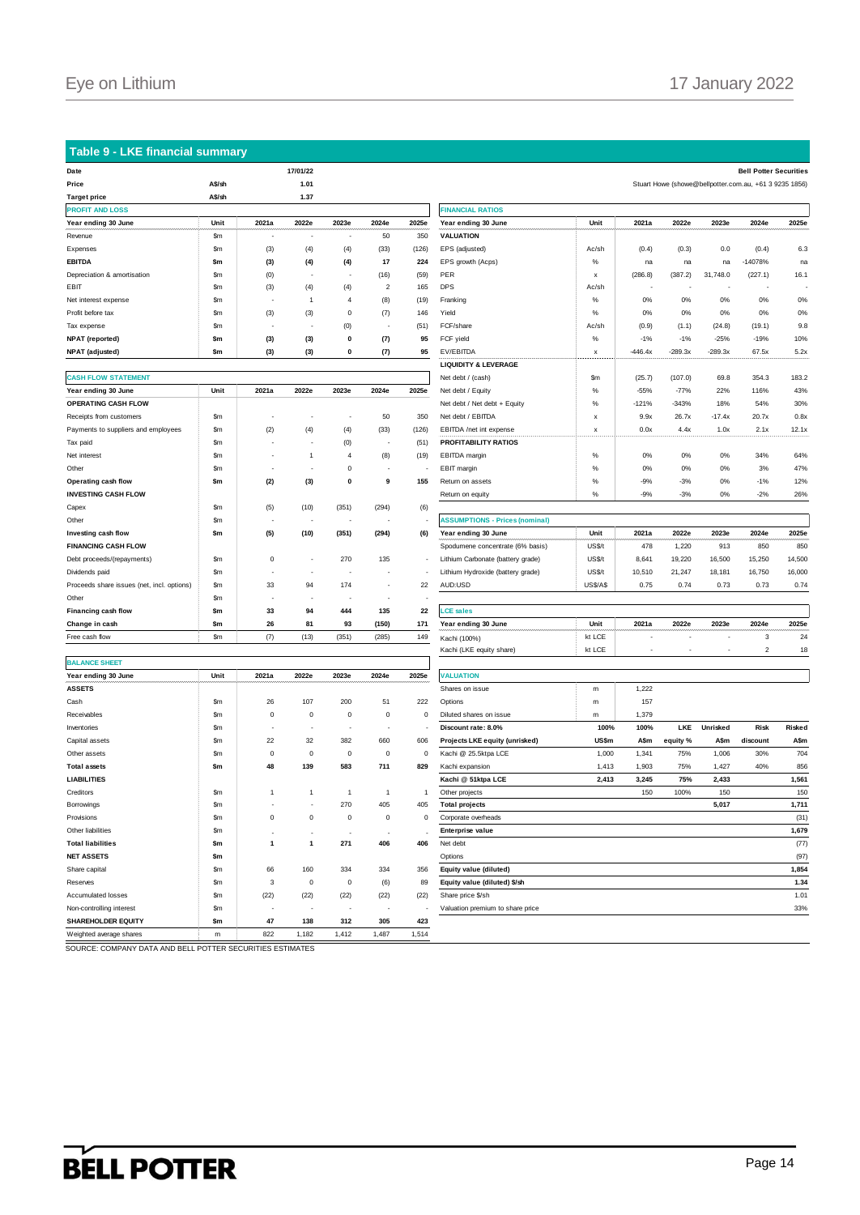## Table 9 - LKE financial summary

| Date | | 17/01/22 |
|---|---|---|
| Price | A$/sh | 1.01 |
| Target price | A$/sh | 1.37 |

Bell Potter Securities
Stuart Howe (showe@bellpotter.com.au, +61 3 9235 1856)

**PROFIT AND LOSS**

| Year ending 30 June | Unit | 2021a | 2022e | 2023e | 2024e | 2025e |
|---|---|---|---|---|---|---|
| Revenue | $m | - | - | - | 50 | 350 |
| Expenses | $m | (3) | (4) | (4) | (33) | (126) |
| **EBITDA** | **$m** | **(3)** | **(4)** | **(4)** | **17** | **224** |
| Depreciation & amortisation | $m | (0) | - | - | (16) | (59) |
| EBIT | $m | (3) | (4) | (4) | 2 | 165 |
| Net interest expense | $m | - | 1 | 4 | (8) | (19) |
| Profit before tax | $m | (3) | (3) | 0 | (7) | 146 |
| Tax expense | $m | - | - | (0) | - | (51) |
| **NPAT (reported)** | **$m** | **(3)** | **(3)** | **0** | **(7)** | **95** |
| **NPAT (adjusted)** | **$m** | **(3)** | **(3)** | **0** | **(7)** | **95** |

**CASH FLOW STATEMENT**

| Year ending 30 June | Unit | 2021a | 2022e | 2023e | 2024e | 2025e |
|---|---|---|---|---|---|---|
| **OPERATING CASH FLOW** | | | | | | |
| Receipts from customers | $m | - | - | - | 50 | 350 |
| Payments to suppliers and employees | $m | (2) | (4) | (4) | (33) | (126) |
| Tax paid | $m | - | - | (0) | - | (51) |
| Net interest | $m | - | 1 | 4 | (8) | (19) |
| Other | $m | - | - | 0 | - | - |
| **Operating cash flow** | **$m** | **(2)** | **(3)** | **0** | **9** | **155** |
| **INVESTING CASH FLOW** | | | | | | |
| Capex | $m | (5) | (10) | (351) | (294) | (6) |
| Other | $m | - | - | - | - | - |
| **Investing cash flow** | **$m** | **(5)** | **(10)** | **(351)** | **(294)** | **(6)** |
| **FINANCING CASH FLOW** | | | | | | |
| Debt proceeds/(repayments) | $m | 0 | - | 270 | 135 | - |
| Dividends paid | $m | - | - | - | - | - |
| Proceeds share issues (net, incl. options) | $m | 33 | 94 | 174 | - | 22 |
| Other | $m | - | - | - | - | - |
| **Financing cash flow** | **$m** | **33** | **94** | **444** | **135** | **22** |
| **Change in cash** | **$m** | **26** | **81** | **93** | **(150)** | **171** |
| Free cash flow | $m | (7) | (13) | (351) | (285) | 149 |

**BALANCE SHEET**

| Year ending 30 June | Unit | 2021a | 2022e | 2023e | 2024e | 2025e |
|---|---|---|---|---|---|---|
| **ASSETS** | | | | | | |
| Cash | $m | 26 | 107 | 200 | 51 | 222 |
| Receivables | $m | 0 | 0 | 0 | 0 | 0 |
| Inventories | $m | - | - | - | - | - |
| Capital assets | $m | 22 | 32 | 382 | 660 | 606 |
| Other assets | $m | 0 | 0 | 0 | 0 | 0 |
| **Total assets** | **$m** | **48** | **139** | **583** | **711** | **829** |
| **LIABILITIES** | | | | | | |
| Creditors | $m | 1 | 1 | 1 | 1 | 1 |
| Borrowings | $m | - | - | 270 | 405 | 405 |
| Provisions | $m | 0 | 0 | 0 | 0 | 0 |
| Other liabilities | $m | - | - | - | - | - |
| **Total liabilities** | **$m** | **1** | **1** | **271** | **406** | **406** |
| **NET ASSETS** | **$m** | | | | | |
| Share capital | $m | 66 | 160 | 334 | 334 | 356 |
| Reserves | $m | 3 | 0 | 0 | (6) | 89 |
| Accumulated losses | $m | (22) | (22) | (22) | (22) | (22) |
| Non-controlling interest | $m | - | - | - | - | - |
| **SHAREHOLDER EQUITY** | **$m** | **47** | **138** | **312** | **305** | **423** |
| Weighted average shares | m | 822 | 1,182 | 1,412 | 1,487 | 1,514 |

**FINANCIAL RATIOS**

| Year ending 30 June | Unit | 2021a | 2022e | 2023e | 2024e | 2025e |
|---|---|---|---|---|---|---|
| **VALUATION** | | | | | | |
| EPS (adjusted) | Ac/sh | (0.4) | (0.3) | 0.0 | (0.4) | 6.3 |
| EPS growth (Acps) | % | na | na | na | -14078% | na |
| PER | x | (286.8) | (387.2) | 31,748.0 | (227.1) | 16.1 |
| DPS | Ac/sh | - | - | - | - | - |
| Franking | % | 0% | 0% | 0% | 0% | 0% |
| Yield | % | 0% | 0% | 0% | 0% | 0% |
| FCF/share | Ac/sh | (0.9) | (1.1) | (24.8) | (19.1) | 9.8 |
| FCF yield | % | -1% | -1% | -25% | -19% | 10% |
| EV/EBITDA | x | -446.4x | -289.3x | -289.3x | 67.5x | 5.2x |
| **LIQUIDITY & LEVERAGE** | | | | | | |
| Net debt / (cash) | $m | (25.7) | (107.0) | 69.8 | 354.3 | 183.2 |
| Net debt / Equity | % | -55% | -77% | 22% | 116% | 43% |
| Net debt / Net debt + Equity | % | -121% | -343% | 18% | 54% | 30% |
| Net debt / EBITDA | x | 9.9x | 26.7x | -17.4x | 20.7x | 0.8x |
| EBITDA /net int expense | x | 0.0x | 4.4x | 1.0x | 2.1x | 12.1x |
| **PROFITABILITY RATIOS** | | | | | | |
| EBITDA margin | % | 0% | 0% | 0% | 34% | 64% |
| EBIT margin | % | 0% | 0% | 0% | 3% | 47% |
| Return on assets | % | -9% | -3% | 0% | 0% | 12% |
| Return on equity | % | -9% | -3% | 0% | -2% | 26% |

**ASSUMPTIONS - Prices (nominal)**

| Year ending 30 June | Unit | 2021a | 2022e | 2023e | 2024e | 2025e |
|---|---|---|---|---|---|---|
| Spodumene concentrate (6% basis) | US$/t | 478 | 1,220 | 913 | 850 | 850 |
| Lithium Carbonate (battery grade) | US$/t | 8,641 | 19,220 | 16,500 | 15,250 | 14,500 |
| Lithium Hydroxide (battery grade) | US$/t | 10,510 | 21,247 | 18,181 | 16,750 | 16,000 |
| AUD:USD | US$/A$ | 0.75 | 0.74 | 0.73 | 0.73 | 0.74 |

**LCE sales**

| Year ending 30 June | Unit | 2021a | 2022e | 2023e | 2024e | 2025e |
|---|---|---|---|---|---|---|
| Kachi (100%) | kt LCE | - | - | - | 3 | 24 |
| Kachi (LKE equity share) | kt LCE | - | - | - | 2 | 18 |

**VALUATION**

| | | | | | | |
|---|---|---|---|---|---|---|
| Shares on issue | m | 1,222 | | | | |
| Options | m | 157 | | | | |
| Diluted shares on issue | m | 1,379 | | | | |
| **Discount rate: 8.0%** | **100%** | **100%** | **LKE** | **Unrisked** | **Risk** | **Risked** |
| **Projects LKE equity (unrisked)** | **US$m** | **A$m** | **equity %** | **A$m** | **discount** | **A$m** |
| Kachi @ 25.5ktpa LCE | 1,000 | 1,341 | 75% | 1,006 | 30% | 704 |
| Kachi expansion | 1,413 | 1,903 | 75% | 1,427 | 40% | 856 |
| **Kachi @ 51ktpa LCE** | **2,413** | **3,245** | **75%** | **2,433** | | **1,561** |
| Other projects | | 150 | 100% | 150 | | 150 |
| **Total projects** | | | | **5,017** | | **1,711** |
| Corporate overheads | | | | | | (31) |
| **Enterprise value** | | | | | | **1,679** |
| Net debt | | | | | | (77) |
| Options | | | | | | (97) |
| **Equity value (diluted)** | | | | | | **1,854** |
| **Equity value (diluted) $/sh** | | | | | | **1.34** |
| Share price $/sh | | | | | | 1.01 |
| Valuation premium to share price | | | | | | 33% |

SOURCE: COMPANY DATA AND BELL POTTER SECURITIES ESTIMATES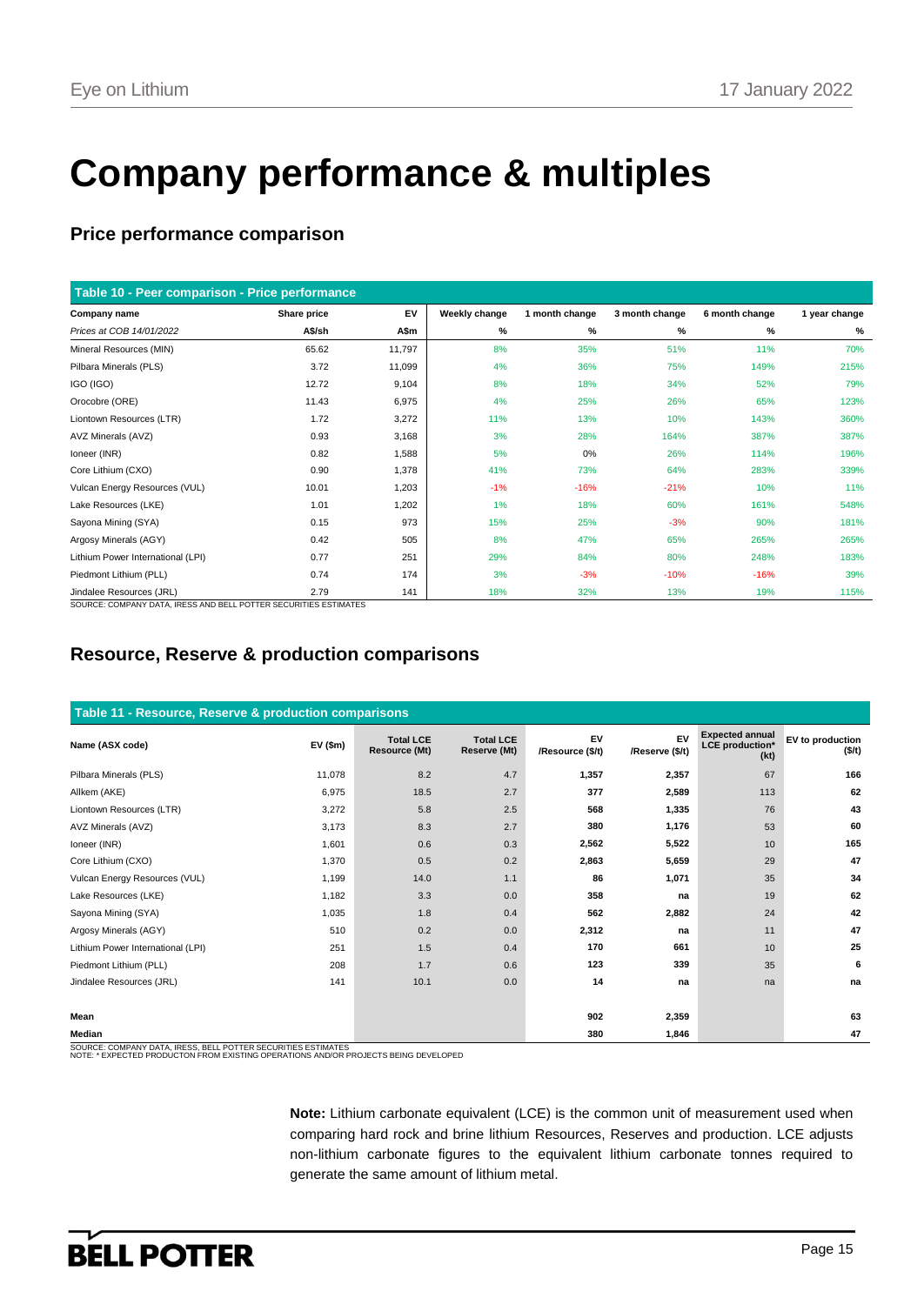// Company performance & multiples

# Company performance & multiples

## Price performance comparison

**Table 10 - Peer comparison - Price performance**

| Company name | Share price | EV | Weekly change | 1 month change | 3 month change | 6 month change | 1 year change |
|---|---|---|---|---|---|---|---|
| *Prices at COB 14/01/2022* | A$/sh | A$m | % | % | % | % | % |
| Mineral Resources (MIN) | 65.62 | 11,797 | 8% | 35% | 51% | 11% | 70% |
| Pilbara Minerals (PLS) | 3.72 | 11,099 | 4% | 36% | 75% | 149% | 215% |
| IGO (IGO) | 12.72 | 9,104 | 8% | 18% | 34% | 52% | 79% |
| Orocobre (ORE) | 11.43 | 6,975 | 4% | 25% | 26% | 65% | 123% |
| Liontown Resources (LTR) | 1.72 | 3,272 | 11% | 13% | 10% | 143% | 360% |
| AVZ Minerals (AVZ) | 0.93 | 3,168 | 3% | 28% | 164% | 387% | 387% |
| Ioneer (INR) | 0.82 | 1,588 | 5% | 0% | 26% | 114% | 196% |
| Core Lithium (CXO) | 0.90 | 1,378 | 41% | 73% | 64% | 283% | 339% |
| Vulcan Energy Resources (VUL) | 10.01 | 1,203 | -1% | -16% | -21% | 10% | 11% |
| Lake Resources (LKE) | 1.01 | 1,202 | 1% | 18% | 60% | 161% | 548% |
| Sayona Mining (SYA) | 0.15 | 973 | 15% | 25% | -3% | 90% | 181% |
| Argosy Minerals (AGY) | 0.42 | 505 | 8% | 47% | 65% | 265% | 265% |
| Lithium Power International (LPI) | 0.77 | 251 | 29% | 84% | 80% | 248% | 183% |
| Piedmont Lithium (PLL) | 0.74 | 174 | 3% | -3% | -10% | -16% | 39% |
| Jindalee Resources (JRL) | 2.79 | 141 | 18% | 32% | 13% | 19% | 115% |

SOURCE: COMPANY DATA, IRESS AND BELL POTTER SECURITIES ESTIMATES

## Resource, Reserve & production comparisons

**Table 11 - Resource, Reserve & production comparisons**

| Name (ASX code) | EV ($m) | Total LCE Resource (Mt) | Total LCE Reserve (Mt) | EV /Resource ($/t) | EV /Reserve ($/t) | Expected annual LCE production* (kt) | EV to production ($/t) |
|---|---|---|---|---|---|---|---|
| Pilbara Minerals (PLS) | 11,078 | 8.2 | 4.7 | **1,357** | **2,357** | 67 | **166** |
| Allkem (AKE) | 6,975 | 18.5 | 2.7 | **377** | **2,589** | 113 | **62** |
| Liontown Resources (LTR) | 3,272 | 5.8 | 2.5 | **568** | **1,335** | 76 | **43** |
| AVZ Minerals (AVZ) | 3,173 | 8.3 | 2.7 | **380** | **1,176** | 53 | **60** |
| Ioneer (INR) | 1,601 | 0.6 | 0.3 | **2,562** | **5,522** | 10 | **165** |
| Core Lithium (CXO) | 1,370 | 0.5 | 0.2 | **2,863** | **5,659** | 29 | **47** |
| Vulcan Energy Resources (VUL) | 1,199 | 14.0 | 1.1 | **86** | **1,071** | 35 | **34** |
| Lake Resources (LKE) | 1,182 | 3.3 | 0.0 | **358** | **na** | 19 | **62** |
| Sayona Mining (SYA) | 1,035 | 1.8 | 0.4 | **562** | **2,882** | 24 | **42** |
| Argosy Minerals (AGY) | 510 | 0.2 | 0.0 | **2,312** | **na** | 11 | **47** |
| Lithium Power International (LPI) | 251 | 1.5 | 0.4 | **170** | **661** | 10 | **25** |
| Piedmont Lithium (PLL) | 208 | 1.7 | 0.6 | **123** | **339** | 35 | **6** |
| Jindalee Resources (JRL) | 141 | 10.1 | 0.0 | **14** | **na** | na | **na** |
| | | | | | | | |
| **Mean** | | | | **902** | **2,359** | | **63** |
| **Median** | | | | **380** | **1,846** | | **47** |

SOURCE: COMPANY DATA, IRESS, BELL POTTER SECURITIES ESTIMATES
NOTE: * EXPECTED PRODUCTON FROM EXISTING OPERATIONS AND/OR PROJECTS BEING DEVELOPED

**Note:** Lithium carbonate equivalent (LCE) is the common unit of measurement used when comparing hard rock and brine lithium Resources, Reserves and production. LCE adjusts non-lithium carbonate figures to the equivalent lithium carbonate tonnes required to generate the same amount of lithium metal.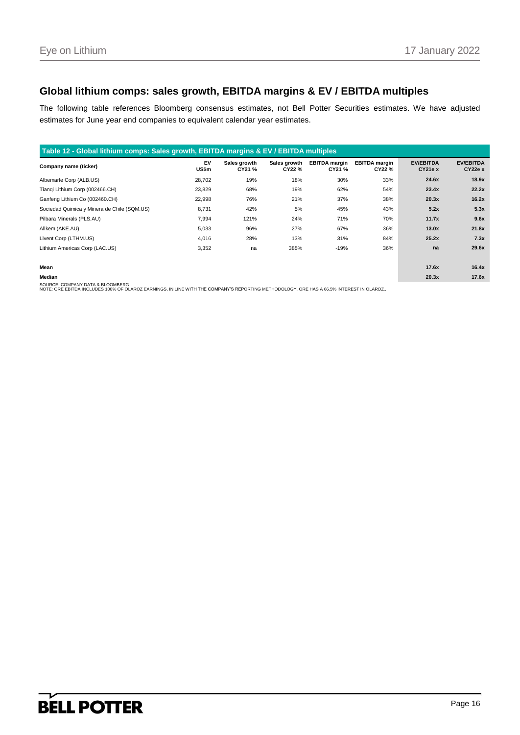## Global lithium comps: sales growth, EBITDA margins & EV / EBITDA multiples

The following table references Bloomberg consensus estimates, not Bell Potter Securities estimates. We have adjusted estimates for June year end companies to equivalent calendar year estimates.

**Table 12 - Global lithium comps: Sales growth, EBITDA margins & EV / EBITDA multiples**

| Company name (ticker) | EV US$m | Sales growth CY21 % | Sales growth CY22 % | EBITDA margin CY21 % | EBITDA margin CY22 % | EV/EBITDA CY21e x | EV/EBITDA CY22e x |
|---|---|---|---|---|---|---|---|
| Albemarle Corp (ALB.US) | 28,702 | 19% | 18% | 30% | 33% | **24.6x** | **18.9x** |
| Tianqi Lithium Corp (002466.CH) | 23,829 | 68% | 19% | 62% | 54% | **23.4x** | **22.2x** |
| Ganfeng Lithium Co (002460.CH) | 22,998 | 76% | 21% | 37% | 38% | **20.3x** | **16.2x** |
| Sociedad Quimica y Minera de Chile (SQM.US) | 8,731 | 42% | 5% | 45% | 43% | **5.2x** | **5.3x** |
| Pilbara Minerals (PLS.AU) | 7,994 | 121% | 24% | 71% | 70% | **11.7x** | **9.6x** |
| Allkem (AKE.AU) | 5,033 | 96% | 27% | 67% | 36% | **13.0x** | **21.8x** |
| Livent Corp (LTHM.US) | 4,016 | 28% | 13% | 31% | 84% | **25.2x** | **7.3x** |
| Lithium Americas Corp (LAC.US) | 3,352 | na | 385% | -19% | 36% | **na** | **29.6x** |
| | | | | | | | |
| **Mean** | | | | | | **17.6x** | **16.4x** |
| **Median** | | | | | | **20.3x** | **17.6x** |

SOURCE: COMPANY DATA & BLOOMBERG
NOTE: ORE EBITDA INCLUDES 100% OF OLAROZ EARNINGS, IN LINE WITH THE COMPANY'S REPORTING METHODOLOGY. ORE HAS A 66.5% INTEREST IN OLAROZ..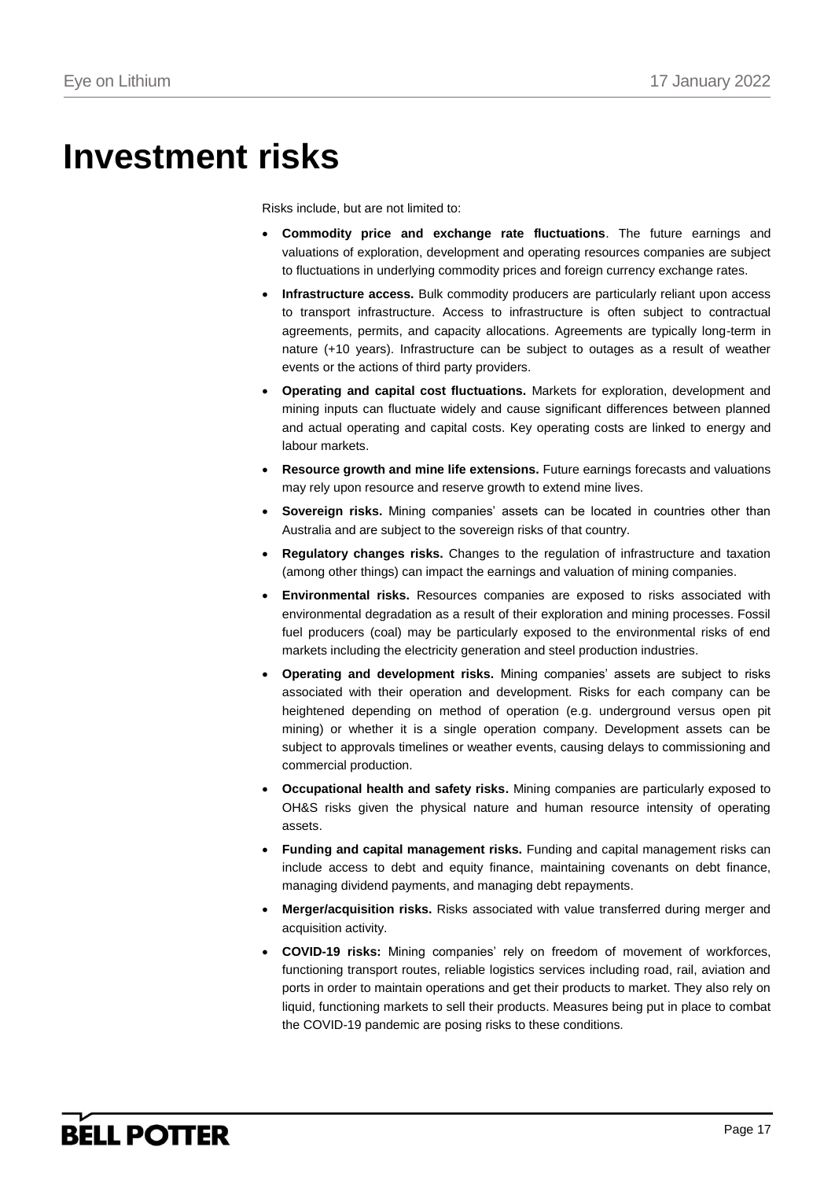# Investment risks

Risks include, but are not limited to:

- **Commodity price and exchange rate fluctuations**. The future earnings and valuations of exploration, development and operating resources companies are subject to fluctuations in underlying commodity prices and foreign currency exchange rates.
- **Infrastructure access.** Bulk commodity producers are particularly reliant upon access to transport infrastructure. Access to infrastructure is often subject to contractual agreements, permits, and capacity allocations. Agreements are typically long-term in nature (+10 years). Infrastructure can be subject to outages as a result of weather events or the actions of third party providers.
- **Operating and capital cost fluctuations.** Markets for exploration, development and mining inputs can fluctuate widely and cause significant differences between planned and actual operating and capital costs. Key operating costs are linked to energy and labour markets.
- **Resource growth and mine life extensions.** Future earnings forecasts and valuations may rely upon resource and reserve growth to extend mine lives.
- **Sovereign risks.** Mining companies' assets can be located in countries other than Australia and are subject to the sovereign risks of that country.
- **Regulatory changes risks.** Changes to the regulation of infrastructure and taxation (among other things) can impact the earnings and valuation of mining companies.
- **Environmental risks.** Resources companies are exposed to risks associated with environmental degradation as a result of their exploration and mining processes. Fossil fuel producers (coal) may be particularly exposed to the environmental risks of end markets including the electricity generation and steel production industries.
- **Operating and development risks.** Mining companies' assets are subject to risks associated with their operation and development. Risks for each company can be heightened depending on method of operation (e.g. underground versus open pit mining) or whether it is a single operation company. Development assets can be subject to approvals timelines or weather events, causing delays to commissioning and commercial production.
- **Occupational health and safety risks.** Mining companies are particularly exposed to OH&S risks given the physical nature and human resource intensity of operating assets.
- **Funding and capital management risks.** Funding and capital management risks can include access to debt and equity finance, maintaining covenants on debt finance, managing dividend payments, and managing debt repayments.
- **Merger/acquisition risks.** Risks associated with value transferred during merger and acquisition activity.
- **COVID-19 risks:** Mining companies' rely on freedom of movement of workforces, functioning transport routes, reliable logistics services including road, rail, aviation and ports in order to maintain operations and get their products to market. They also rely on liquid, functioning markets to sell their products. Measures being put in place to combat the COVID-19 pandemic are posing risks to these conditions.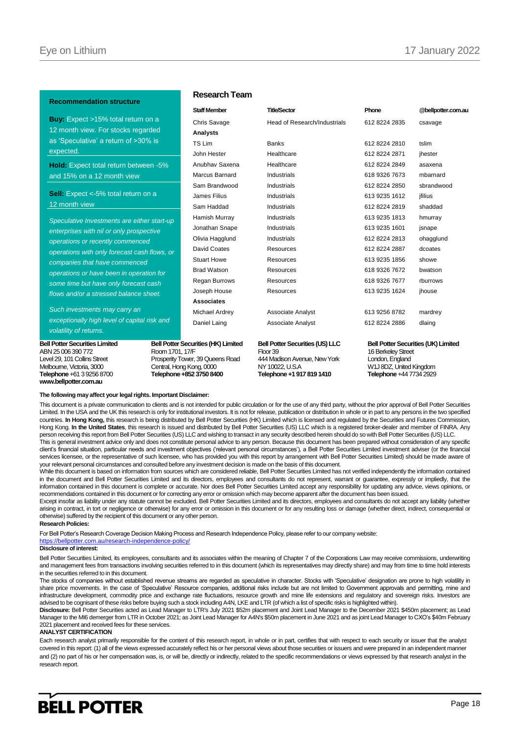**Recommendation structure**

**Buy:** Expect >15% total return on a 12 month view. For stocks regarded as 'Speculative' a return of >30% is expected.

**Hold:** Expect total return between -5% and 15% on a 12 month view

**Sell:** Expect <-5% total return on a 12 month view

*Speculative Investments are either start-up enterprises with nil or only prospective operations or recently commenced operations with only forecast cash flows, or companies that have commenced operations or have been in operation for some time but have only forecast cash flows and/or a stressed balance sheet.*

*Such investments may carry an exceptionally high level of capital risk and volatility of returns.*

## Research Team

| Staff Member | Title/Sector | Phone | @bellpotter.com.au |
|---|---|---|---|
| Chris Savage | Head of Research/Industrials | 612 8224 2835 | csavage |
| **Analysts** | | | |
| TS Lim | Banks | 612 8224 2810 | tslim |
| John Hester | Healthcare | 612 8224 2871 | jhester |
| Anubhav Saxena | Healthcare | 612 8224 2849 | asaxena |
| Marcus Barnard | Industrials | 618 9326 7673 | mbarnard |
| Sam Brandwood | Industrials | 612 8224 2850 | sbrandwood |
| James Filius | Industrials | 613 9235 1612 | jfilius |
| Sam Haddad | Industrials | 612 8224 2819 | shaddad |
| Hamish Murray | Industrials | 613 9235 1813 | hmurray |
| Jonathan Snape | Industrials | 613 9235 1601 | jsnape |
| Olivia Hagglund | Industrials | 612 8224 2813 | ohagglund |
| David Coates | Resources | 612 8224 2887 | dcoates |
| Stuart Howe | Resources | 613 9235 1856 | showe |
| Brad Watson | Resources | 618 9326 7672 | bwatson |
| Regan Burrows | Resources | 618 9326 7677 | rburrows |
| Joseph House | Resources | 613 9235 1624 | jhouse |
| **Associates** | | | |
| Michael Ardrey | Associate Analyst | 613 9256 8782 | mardrey |
| Daniel Laing | Associate Analyst | 612 8224 2886 | dlaing |

**Bell Potter Securities Limited**
ABN 25 006 390 772
Level 29, 101 Collins Street
Melbourne, Victoria, 3000
**Telephone** +61 3 9256 8700
**www.bellpotter.com.au**

**Bell Potter Securities (HK) Limited**
Room 1701, 17/F
Prosperity Tower, 39 Queens Road
Central, Hong Kong, 0000
**Telephone +852 3750 8400**

**Bell Potter Securities (US) LLC**
Floor 39
444 Madison Avenue, New York
NY 10022, U.S.A
**Telephone +1 917 819 1410**

**Bell Potter Securities (UK) Limited**
16 Berkeley Street
London, England
W1J 8DZ, United Kingdom
**Telephone** +44 7734 2929

**The following may affect your legal rights. Important Disclaimer:**

This document is a private communication to clients and is not intended for public circulation or for the use of any third party, without the prior approval of Bell Potter Securities Limited. In the USA and the UK this research is only for institutional investors. It is not for release, publication or distribution in whole or in part to any persons in the two specified countries. **In Hong Kong,** this research is being distributed by Bell Potter Securities (HK) Limited which is licensed and regulated by the Securities and Futures Commission, Hong Kong. **In the United States**, this research is issued and distributed by Bell Potter Securities (US) LLC which is a registered broker-dealer and member of FINRA. Any person receiving this report from Bell Potter Securities (US) LLC and wishing to transact in any security described herein should do so with Bell Potter Securities (US) LLC.

This is general investment advice only and does not constitute personal advice to any person. Because this document has been prepared without consideration of any specific client's financial situation, particular needs and investment objectives ('relevant personal circumstances'), a Bell Potter Securities Limited investment adviser (or the financial services licensee, or the representative of such licensee, who has provided you with this report by arrangement with Bell Potter Securities Limited) should be made aware of your relevant personal circumstances and consulted before any investment decision is made on the basis of this document.

While this document is based on information from sources which are considered reliable, Bell Potter Securities Limited has not verified independently the information contained in the document and Bell Potter Securities Limited and its directors, employees and consultants do not represent, warrant or guarantee, expressly or impliedly, that the information contained in this document is complete or accurate. Nor does Bell Potter Securities Limited accept any responsibility for updating any advice, views opinions, or recommendations contained in this document or for correcting any error or omission which may become apparent after the document has been issued.

Except insofar as liability under any statute cannot be excluded. Bell Potter Securities Limited and its directors, employees and consultants do not accept any liability (whether arising in contract, in tort or negligence or otherwise) for any error or omission in this document or for any resulting loss or damage (whether direct, indirect, consequential or otherwise) suffered by the recipient of this document or any other person.

**Research Policies:**

For Bell Potter's Research Coverage Decision Making Process and Research Independence Policy, please refer to our company website:
https://bellpotter.com.au/research-independence-policy/

**Disclosure of interest:**

Bell Potter Securities Limited, its employees, consultants and its associates within the meaning of Chapter 7 of the Corporations Law may receive commissions, underwriting and management fees from transactions involving securities referred to in this document (which its representatives may directly share) and may from time to time hold interests in the securities referred to in this document.

The stocks of companies without established revenue streams are regarded as speculative in character. Stocks with 'Speculative' designation are prone to high volatility in share price movements. In the case of 'Speculative' Resource companies, additional risks include but are not limited to Government approvals and permitting, mine and infrastructure development, commodity price and exchange rate fluctuations, resource growth and mine life extensions and regulatory and sovereign risks. Investors are advised to be cognisant of these risks before buying such a stock including A4N, LKE and LTR (of which a list of specific risks is highlighted within).

**Disclosure:** Bell Potter Securities acted as Lead Manager to LTR's July 2021 $52m placement and Joint Lead Manager to the December 2021 $450m placement; as Lead Manager to the MI6 demerger from LTR in October 2021; as Joint Lead Manager for A4N's $50m placement in June 2021 and as joint Lead Manager to CXO's $40m February 2021 placement and received fees for these services.

**ANALYST CERTIFICATION**

Each research analyst primarily responsible for the content of this research report, in whole or in part, certifies that with respect to each security or issuer that the analyst covered in this report: (1) all of the views expressed accurately reflect his or her personal views about those securities or issuers and were prepared in an independent manner and (2) no part of his or her compensation was, is, or will be, directly or indirectly, related to the specific recommendations or views expressed by that research analyst in the research report.

**BELL POTTER**